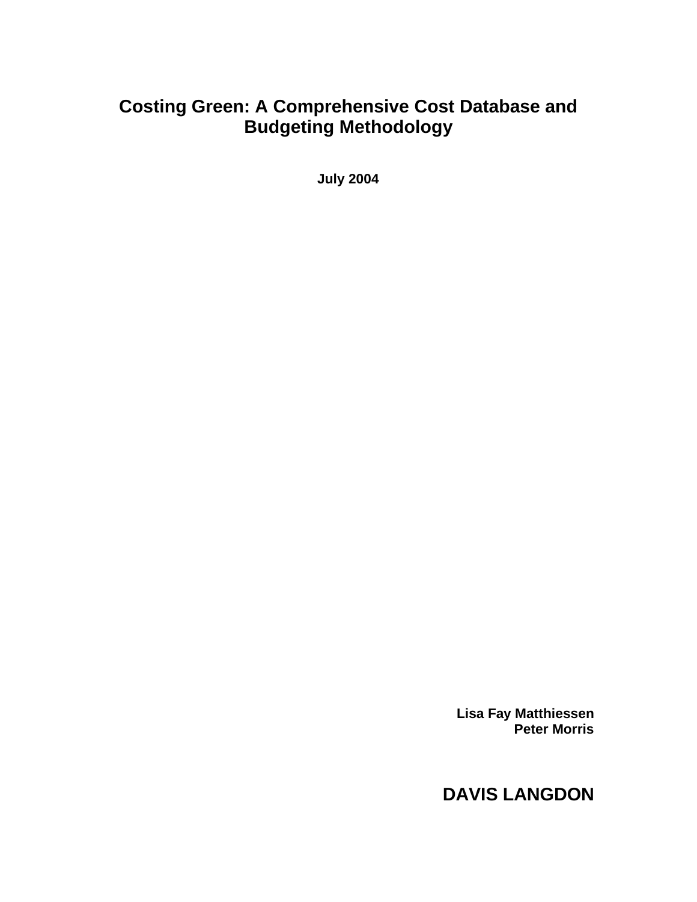# Costing Green: A Comprehensive Cost Database and Budgeting Methodology

**July 2004**

**Lisa Fay Matthiessen**
**Peter Morris**

**DAVIS LANGDON**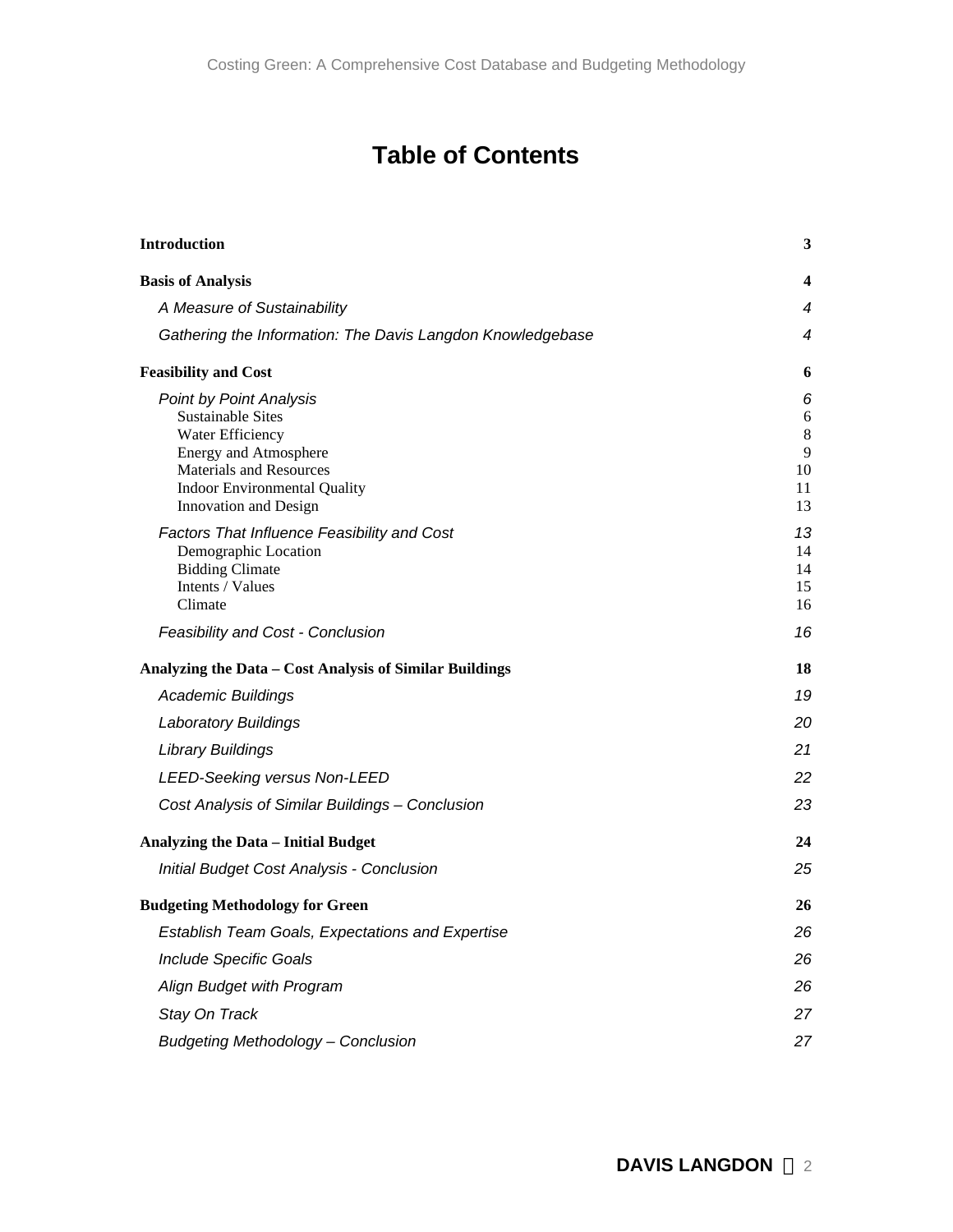# Table of Contents

| | |
|---|---|
| **Introduction** | **3** |
| **Basis of Analysis** | **4** |
| *A Measure of Sustainability* | *4* |
| *Gathering the Information: The Davis Langdon Knowledgebase* | *4* |
| **Feasibility and Cost** | **6** |
| *Point by Point Analysis* | *6* |
| Sustainable Sites | 6 |
| Water Efficiency | 8 |
| Energy and Atmosphere | 9 |
| Materials and Resources | 10 |
| Indoor Environmental Quality | 11 |
| Innovation and Design | 13 |
| *Factors That Influence Feasibility and Cost* | *13* |
| Demographic Location | 14 |
| Bidding Climate | 14 |
| Intents / Values | 15 |
| Climate | 16 |
| *Feasibility and Cost - Conclusion* | *16* |
| **Analyzing the Data – Cost Analysis of Similar Buildings** | **18** |
| *Academic Buildings* | *19* |
| *Laboratory Buildings* | *20* |
| *Library Buildings* | *21* |
| *LEED-Seeking versus Non-LEED* | *22* |
| *Cost Analysis of Similar Buildings – Conclusion* | *23* |
| **Analyzing the Data – Initial Budget** | **24** |
| *Initial Budget Cost Analysis - Conclusion* | *25* |
| **Budgeting Methodology for Green** | **26** |
| *Establish Team Goals, Expectations and Expertise* | *26* |
| *Include Specific Goals* | *26* |
| *Align Budget with Program* | *26* |
| *Stay On Track* | *27* |
| *Budgeting Methodology – Conclusion* | *27* |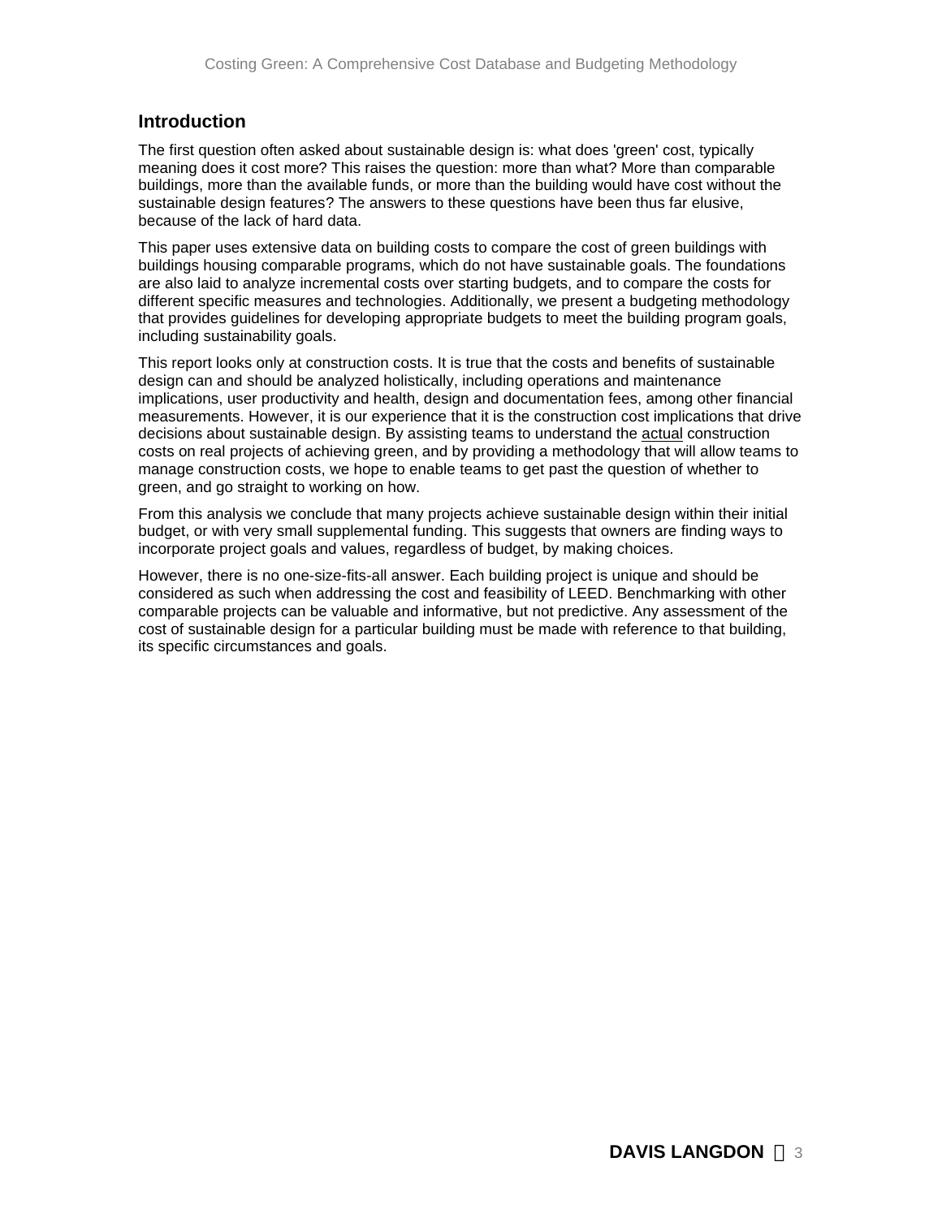## Introduction

The first question often asked about sustainable design is: what does 'green' cost, typically meaning does it cost more? This raises the question: more than what? More than comparable buildings, more than the available funds, or more than the building would have cost without the sustainable design features? The answers to these questions have been thus far elusive, because of the lack of hard data.

This paper uses extensive data on building costs to compare the cost of green buildings with buildings housing comparable programs, which do not have sustainable goals. The foundations are also laid to analyze incremental costs over starting budgets, and to compare the costs for different specific measures and technologies. Additionally, we present a budgeting methodology that provides guidelines for developing appropriate budgets to meet the building program goals, including sustainability goals.

This report looks only at construction costs. It is true that the costs and benefits of sustainable design can and should be analyzed holistically, including operations and maintenance implications, user productivity and health, design and documentation fees, among other financial measurements. However, it is our experience that it is the construction cost implications that drive decisions about sustainable design. By assisting teams to understand the actual construction costs on real projects of achieving green, and by providing a methodology that will allow teams to manage construction costs, we hope to enable teams to get past the question of whether to green, and go straight to working on how.

From this analysis we conclude that many projects achieve sustainable design within their initial budget, or with very small supplemental funding. This suggests that owners are finding ways to incorporate project goals and values, regardless of budget, by making choices.

However, there is no one-size-fits-all answer. Each building project is unique and should be considered as such when addressing the cost and feasibility of LEED. Benchmarking with other comparable projects can be valuable and informative, but not predictive. Any assessment of the cost of sustainable design for a particular building must be made with reference to that building, its specific circumstances and goals.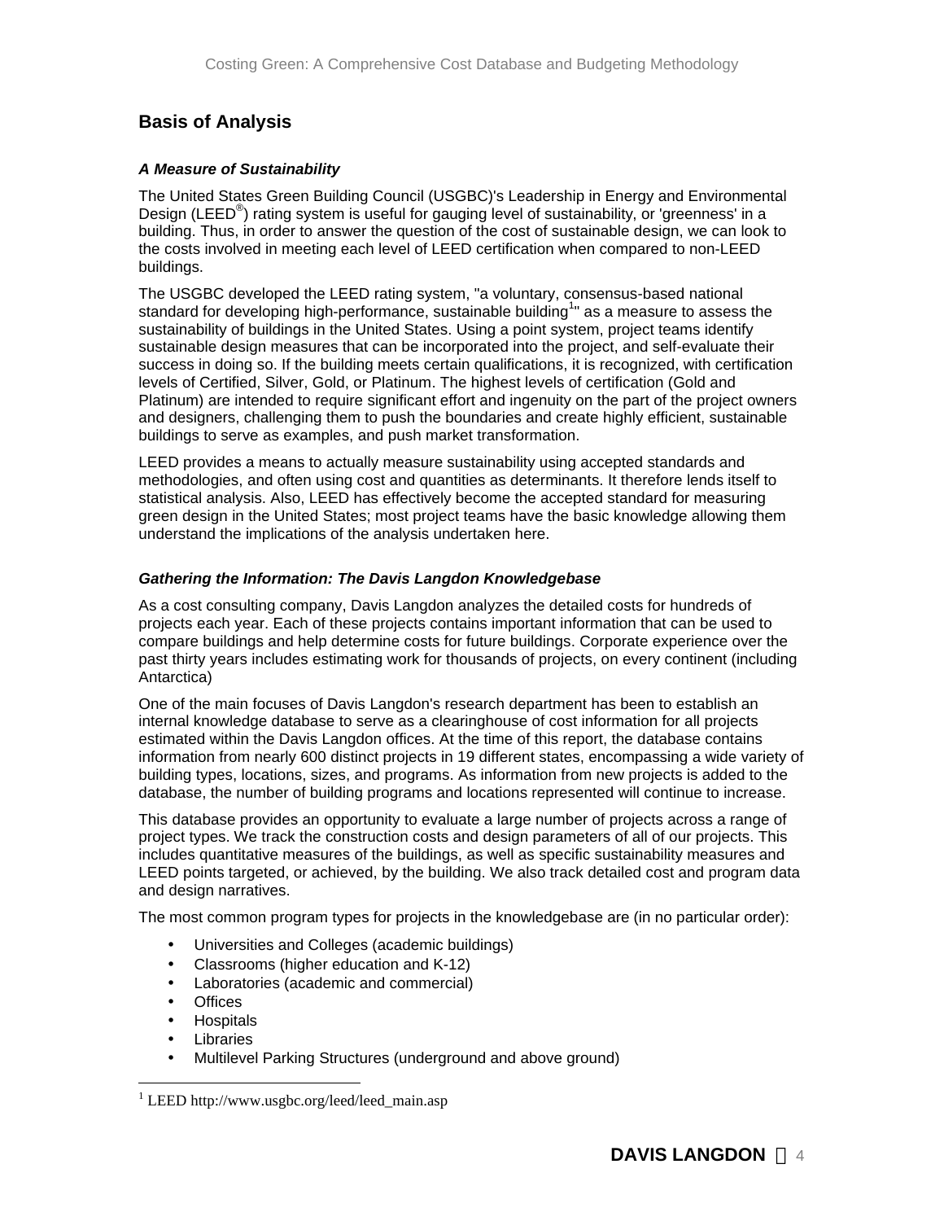## Basis of Analysis

### *A Measure of Sustainability*

The United States Green Building Council (USGBC)'s Leadership in Energy and Environmental Design (LEED®) rating system is useful for gauging level of sustainability, or 'greenness' in a building. Thus, in order to answer the question of the cost of sustainable design, we can look to the costs involved in meeting each level of LEED certification when compared to non-LEED buildings.

The USGBC developed the LEED rating system, "a voluntary, consensus-based national standard for developing high-performance, sustainable building[1]" as a measure to assess the sustainability of buildings in the United States. Using a point system, project teams identify sustainable design measures that can be incorporated into the project, and self-evaluate their success in doing so. If the building meets certain qualifications, it is recognized, with certification levels of Certified, Silver, Gold, or Platinum. The highest levels of certification (Gold and Platinum) are intended to require significant effort and ingenuity on the part of the project owners and designers, challenging them to push the boundaries and create highly efficient, sustainable buildings to serve as examples, and push market transformation.

LEED provides a means to actually measure sustainability using accepted standards and methodologies, and often using cost and quantities as determinants. It therefore lends itself to statistical analysis. Also, LEED has effectively become the accepted standard for measuring green design in the United States; most project teams have the basic knowledge allowing them understand the implications of the analysis undertaken here.

### *Gathering the Information: The Davis Langdon Knowledgebase*

As a cost consulting company, Davis Langdon analyzes the detailed costs for hundreds of projects each year. Each of these projects contains important information that can be used to compare buildings and help determine costs for future buildings. Corporate experience over the past thirty years includes estimating work for thousands of projects, on every continent (including Antarctica)

One of the main focuses of Davis Langdon's research department has been to establish an internal knowledge database to serve as a clearinghouse of cost information for all projects estimated within the Davis Langdon offices. At the time of this report, the database contains information from nearly 600 distinct projects in 19 different states, encompassing a wide variety of building types, locations, sizes, and programs. As information from new projects is added to the database, the number of building programs and locations represented will continue to increase.

This database provides an opportunity to evaluate a large number of projects across a range of project types. We track the construction costs and design parameters of all of our projects. This includes quantitative measures of the buildings, as well as specific sustainability measures and LEED points targeted, or achieved, by the building. We also track detailed cost and program data and design narratives.

The most common program types for projects in the knowledgebase are (in no particular order):

- Universities and Colleges (academic buildings)
- Classrooms (higher education and K-12)
- Laboratories (academic and commercial)
- Offices
- Hospitals
- Libraries
- Multilevel Parking Structures (underground and above ground)

---

[1] LEED http://www.usgbc.org/leed/leed_main.asp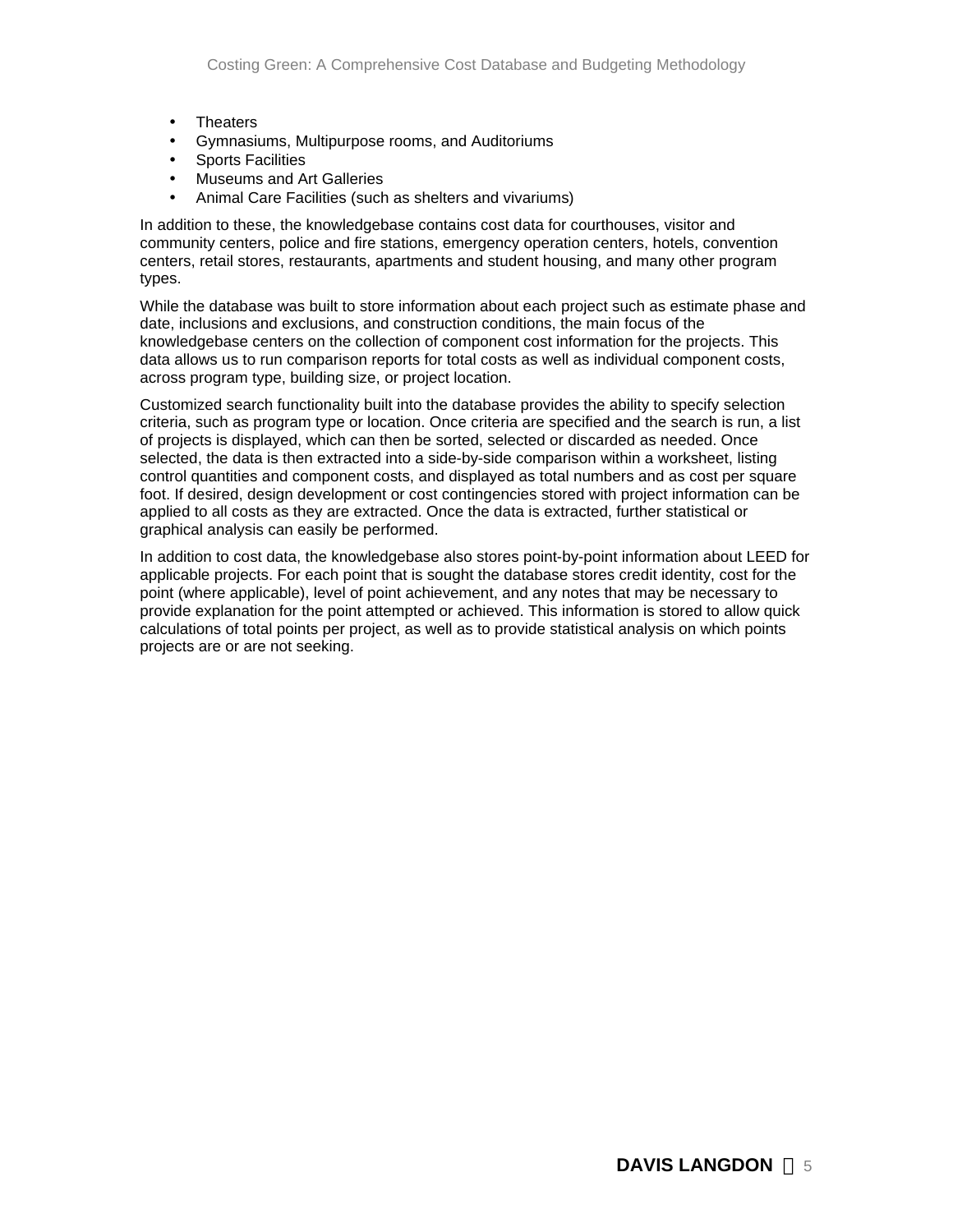- Theaters
- Gymnasiums, Multipurpose rooms, and Auditoriums
- Sports Facilities
- Museums and Art Galleries
- Animal Care Facilities (such as shelters and vivariums)

In addition to these, the knowledgebase contains cost data for courthouses, visitor and community centers, police and fire stations, emergency operation centers, hotels, convention centers, retail stores, restaurants, apartments and student housing, and many other program types.

While the database was built to store information about each project such as estimate phase and date, inclusions and exclusions, and construction conditions, the main focus of the knowledgebase centers on the collection of component cost information for the projects. This data allows us to run comparison reports for total costs as well as individual component costs, across program type, building size, or project location.

Customized search functionality built into the database provides the ability to specify selection criteria, such as program type or location. Once criteria are specified and the search is run, a list of projects is displayed, which can then be sorted, selected or discarded as needed. Once selected, the data is then extracted into a side-by-side comparison within a worksheet, listing control quantities and component costs, and displayed as total numbers and as cost per square foot. If desired, design development or cost contingencies stored with project information can be applied to all costs as they are extracted. Once the data is extracted, further statistical or graphical analysis can easily be performed.

In addition to cost data, the knowledgebase also stores point-by-point information about LEED for applicable projects. For each point that is sought the database stores credit identity, cost for the point (where applicable), level of point achievement, and any notes that may be necessary to provide explanation for the point attempted or achieved. This information is stored to allow quick calculations of total points per project, as well as to provide statistical analysis on which points projects are or are not seeking.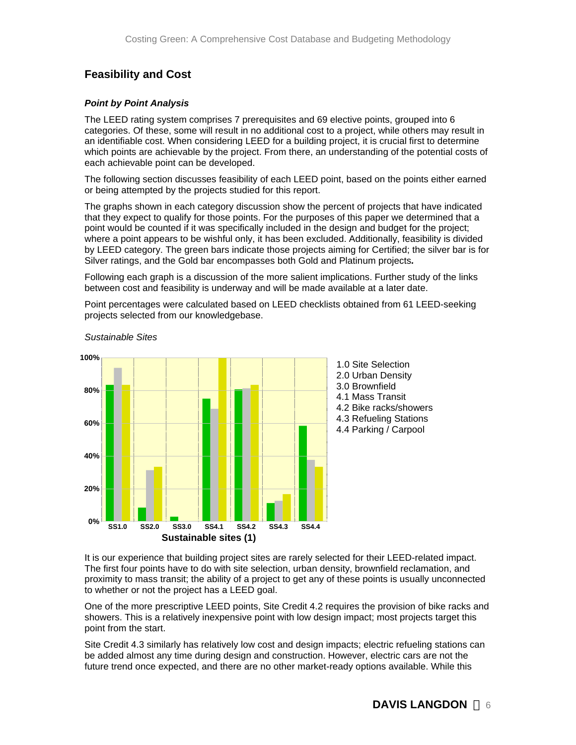## Feasibility and Cost

### *Point by Point Analysis*

The LEED rating system comprises 7 prerequisites and 69 elective points, grouped into 6 categories. Of these, some will result in no additional cost to a project, while others may result in an identifiable cost. When considering LEED for a building project, it is crucial first to determine which points are achievable by the project. From there, an understanding of the potential costs of each achievable point can be developed.

The following section discusses feasibility of each LEED point, based on the points either earned or being attempted by the projects studied for this report.

The graphs shown in each category discussion show the percent of projects that have indicated that they expect to qualify for those points. For the purposes of this paper we determined that a point would be counted if it was specifically included in the design and budget for the project; where a point appears to be wishful only, it has been excluded. Additionally, feasibility is divided by LEED category. The green bars indicate those projects aiming for Certified; the silver bar is for Silver ratings, and the Gold bar encompasses both Gold and Platinum projects**.**

Following each graph is a discussion of the more salient implications. Further study of the links between cost and feasibility is underway and will be made available at a later date.

Point percentages were calculated based on LEED checklists obtained from 61 LEED-seeking projects selected from our knowledgebase.

*Sustainable Sites*

**Sustainable sites (1)**

- 1.0 Site Selection
- 2.0 Urban Density
- 3.0 Brownfield
- 4.1 Mass Transit
- 4.2 Bike racks/showers
- 4.3 Refueling Stations
- 4.4 Parking / Carpool

It is our experience that building project sites are rarely selected for their LEED-related impact. The first four points have to do with site selection, urban density, brownfield reclamation, and proximity to mass transit; the ability of a project to get any of these points is usually unconnected to whether or not the project has a LEED goal.

One of the more prescriptive LEED points, Site Credit 4.2 requires the provision of bike racks and showers. This is a relatively inexpensive point with low design impact; most projects target this point from the start.

Site Credit 4.3 similarly has relatively low cost and design impacts; electric refueling stations can be added almost any time during design and construction. However, electric cars are not the future trend once expected, and there are no other market-ready options available. While this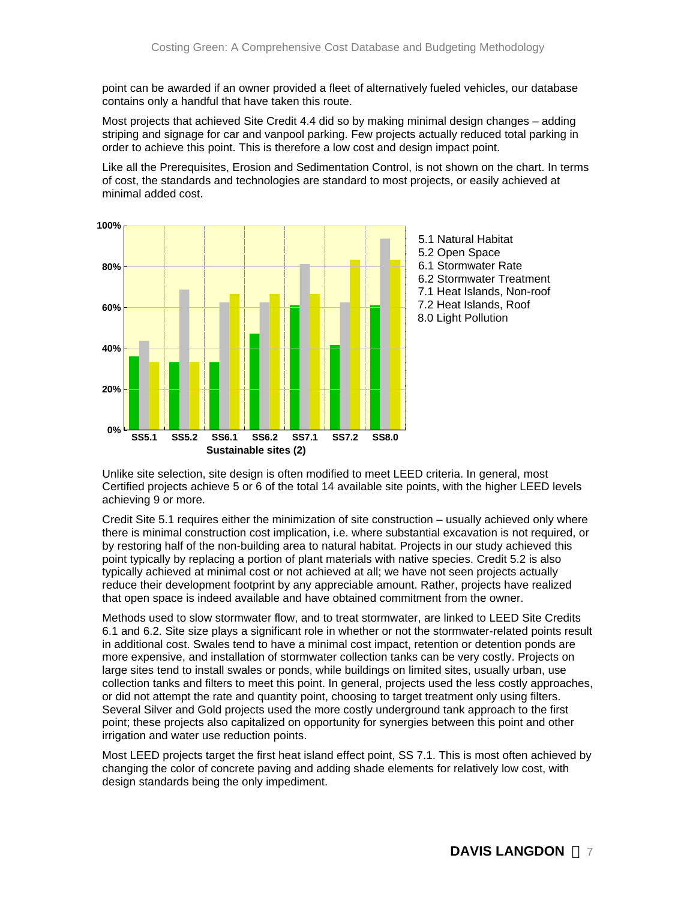point can be awarded if an owner provided a fleet of alternatively fueled vehicles, our database contains only a handful that have taken this route.

Most projects that achieved Site Credit 4.4 did so by making minimal design changes – adding striping and signage for car and vanpool parking. Few projects actually reduced total parking in order to achieve this point. This is therefore a low cost and design impact point.

Like all the Prerequisites, Erosion and Sedimentation Control, is not shown on the chart. In terms of cost, the standards and technologies are standard to most projects, or easily achieved at minimal added cost.

5.1 Natural Habitat
5.2 Open Space
6.1 Stormwater Rate
6.2 Stormwater Treatment
7.1 Heat Islands, Non-roof
7.2 Heat Islands, Roof
8.0 Light Pollution

**Sustainable sites (2)**

Unlike site selection, site design is often modified to meet LEED criteria. In general, most Certified projects achieve 5 or 6 of the total 14 available site points, with the higher LEED levels achieving 9 or more.

Credit Site 5.1 requires either the minimization of site construction – usually achieved only where there is minimal construction cost implication, i.e. where substantial excavation is not required, or by restoring half of the non-building area to natural habitat. Projects in our study achieved this point typically by replacing a portion of plant materials with native species. Credit 5.2 is also typically achieved at minimal cost or not achieved at all; we have not seen projects actually reduce their development footprint by any appreciable amount. Rather, projects have realized that open space is indeed available and have obtained commitment from the owner.

Methods used to slow stormwater flow, and to treat stormwater, are linked to LEED Site Credits 6.1 and 6.2. Site size plays a significant role in whether or not the stormwater-related points result in additional cost. Swales tend to have a minimal cost impact, retention or detention ponds are more expensive, and installation of stormwater collection tanks can be very costly. Projects on large sites tend to install swales or ponds, while buildings on limited sites, usually urban, use collection tanks and filters to meet this point. In general, projects used the less costly approaches, or did not attempt the rate and quantity point, choosing to target treatment only using filters. Several Silver and Gold projects used the more costly underground tank approach to the first point; these projects also capitalized on opportunity for synergies between this point and other irrigation and water use reduction points.

Most LEED projects target the first heat island effect point, SS 7.1. This is most often achieved by changing the color of concrete paving and adding shade elements for relatively low cost, with design standards being the only impediment.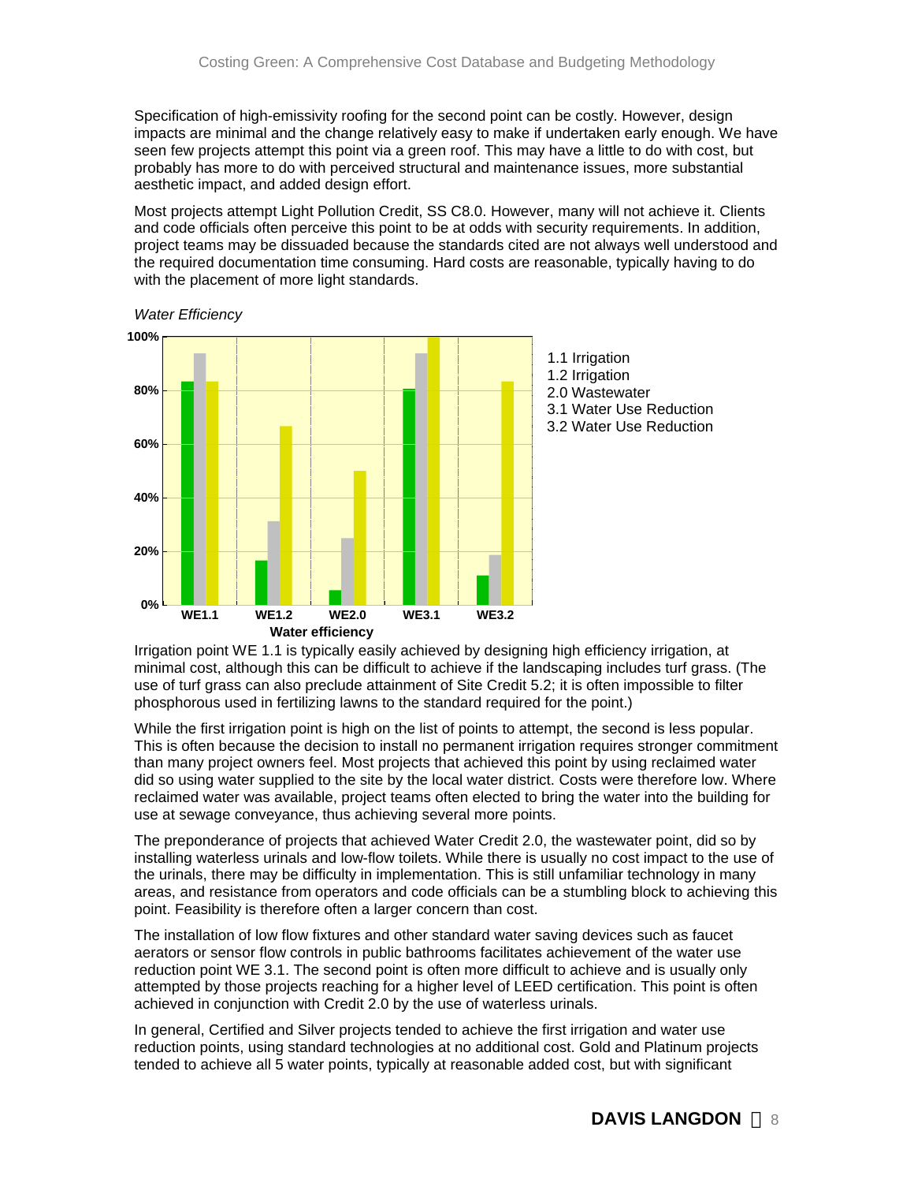Specification of high-emissivity roofing for the second point can be costly. However, design impacts are minimal and the change relatively easy to make if undertaken early enough. We have seen few projects attempt this point via a green roof. This may have a little to do with cost, but probably has more to do with perceived structural and maintenance issues, more substantial aesthetic impact, and added design effort.

Most projects attempt Light Pollution Credit, SS C8.0. However, many will not achieve it. Clients and code officials often perceive this point to be at odds with security requirements. In addition, project teams may be dissuaded because the standards cited are not always well understood and the required documentation time consuming. Hard costs are reasonable, typically having to do with the placement of more light standards.

*Water Efficiency*

- 1.1 Irrigation
- 1.2 Irrigation
- 2.0 Wastewater
- 3.1 Water Use Reduction
- 3.2 Water Use Reduction

Water efficiency

Irrigation point WE 1.1 is typically easily achieved by designing high efficiency irrigation, at minimal cost, although this can be difficult to achieve if the landscaping includes turf grass. (The use of turf grass can also preclude attainment of Site Credit 5.2; it is often impossible to filter phosphorous used in fertilizing lawns to the standard required for the point.)

While the first irrigation point is high on the list of points to attempt, the second is less popular. This is often because the decision to install no permanent irrigation requires stronger commitment than many project owners feel. Most projects that achieved this point by using reclaimed water did so using water supplied to the site by the local water district. Costs were therefore low. Where reclaimed water was available, project teams often elected to bring the water into the building for use at sewage conveyance, thus achieving several more points.

The preponderance of projects that achieved Water Credit 2.0, the wastewater point, did so by installing waterless urinals and low-flow toilets. While there is usually no cost impact to the use of the urinals, there may be difficulty in implementation. This is still unfamiliar technology in many areas, and resistance from operators and code officials can be a stumbling block to achieving this point. Feasibility is therefore often a larger concern than cost.

The installation of low flow fixtures and other standard water saving devices such as faucet aerators or sensor flow controls in public bathrooms facilitates achievement of the water use reduction point WE 3.1. The second point is often more difficult to achieve and is usually only attempted by those projects reaching for a higher level of LEED certification. This point is often achieved in conjunction with Credit 2.0 by the use of waterless urinals.

In general, Certified and Silver projects tended to achieve the first irrigation and water use reduction points, using standard technologies at no additional cost. Gold and Platinum projects tended to achieve all 5 water points, typically at reasonable added cost, but with significant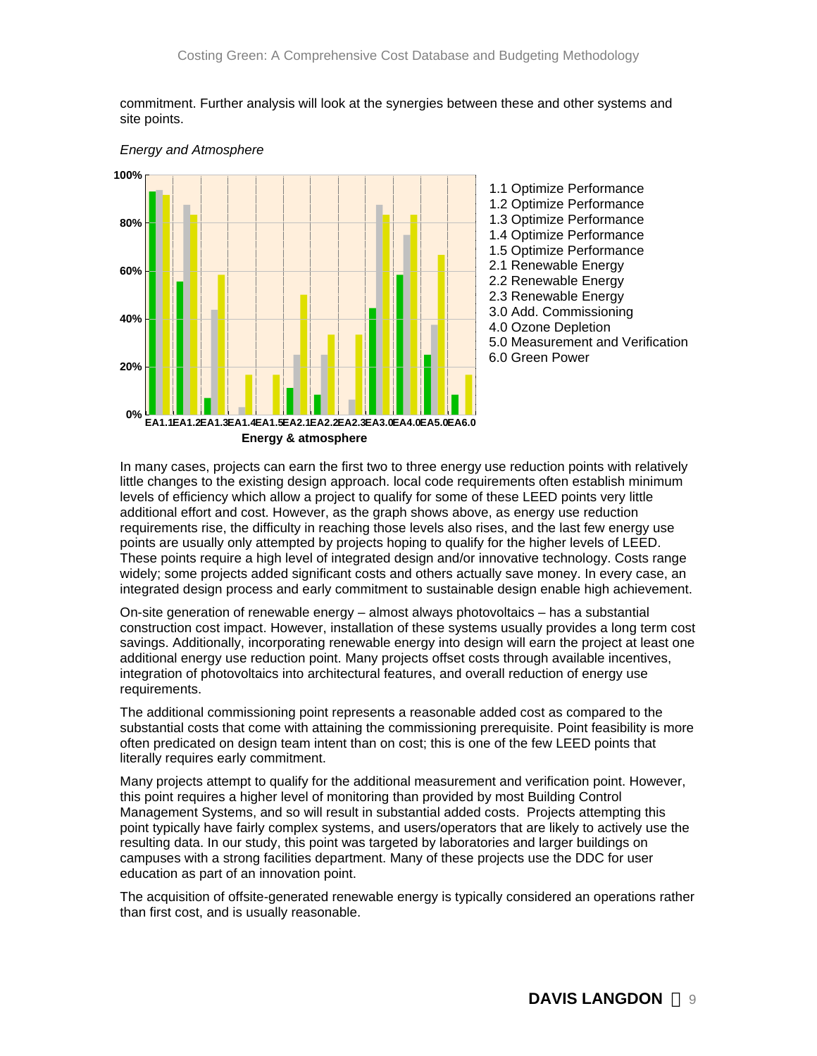commitment. Further analysis will look at the synergies between these and other systems and site points.

*Energy and Atmosphere*

1.1 Optimize Performance
1.2 Optimize Performance
1.3 Optimize Performance
1.4 Optimize Performance
1.5 Optimize Performance
2.1 Renewable Energy
2.2 Renewable Energy
2.3 Renewable Energy
3.0 Add. Commissioning
4.0 Ozone Depletion
5.0 Measurement and Verification
6.0 Green Power

In many cases, projects can earn the first two to three energy use reduction points with relatively little changes to the existing design approach. local code requirements often establish minimum levels of efficiency which allow a project to qualify for some of these LEED points very little additional effort and cost. However, as the graph shows above, as energy use reduction requirements rise, the difficulty in reaching those levels also rises, and the last few energy use points are usually only attempted by projects hoping to qualify for the higher levels of LEED. These points require a high level of integrated design and/or innovative technology. Costs range widely; some projects added significant costs and others actually save money. In every case, an integrated design process and early commitment to sustainable design enable high achievement.

On-site generation of renewable energy – almost always photovoltaics – has a substantial construction cost impact. However, installation of these systems usually provides a long term cost savings. Additionally, incorporating renewable energy into design will earn the project at least one additional energy use reduction point. Many projects offset costs through available incentives, integration of photovoltaics into architectural features, and overall reduction of energy use requirements.

The additional commissioning point represents a reasonable added cost as compared to the substantial costs that come with attaining the commissioning prerequisite. Point feasibility is more often predicated on design team intent than on cost; this is one of the few LEED points that literally requires early commitment.

Many projects attempt to qualify for the additional measurement and verification point. However, this point requires a higher level of monitoring than provided by most Building Control Management Systems, and so will result in substantial added costs. Projects attempting this point typically have fairly complex systems, and users/operators that are likely to actively use the resulting data. In our study, this point was targeted by laboratories and larger buildings on campuses with a strong facilities department. Many of these projects use the DDC for user education as part of an innovation point.

The acquisition of offsite-generated renewable energy is typically considered an operations rather than first cost, and is usually reasonable.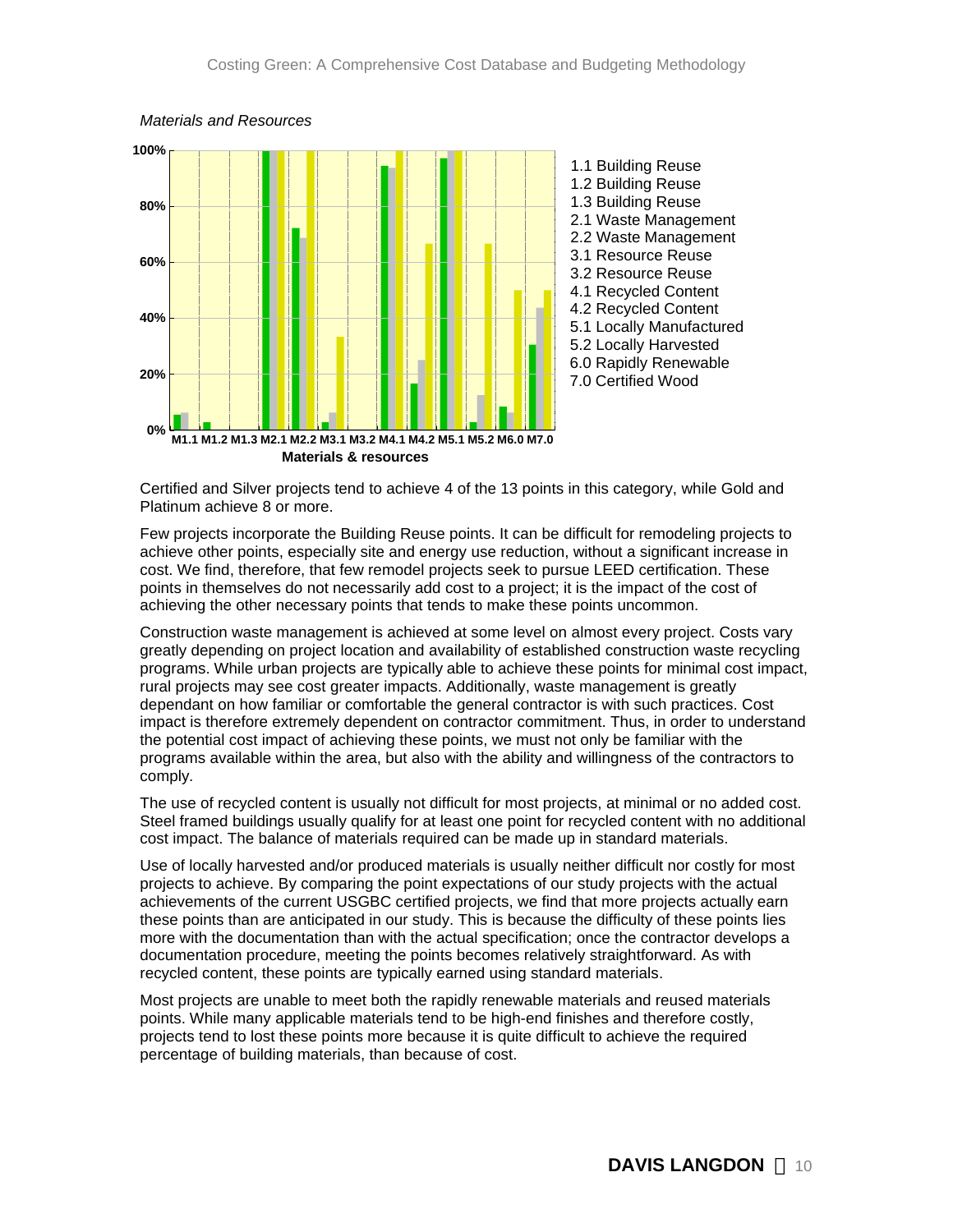*Materials and Resources*

1.1 Building Reuse
1.2 Building Reuse
1.3 Building Reuse
2.1 Waste Management
2.2 Waste Management
3.1 Resource Reuse
3.2 Resource Reuse
4.1 Recycled Content
4.2 Recycled Content
5.1 Locally Manufactured
5.2 Locally Harvested
6.0 Rapidly Renewable
7.0 Certified Wood

Certified and Silver projects tend to achieve 4 of the 13 points in this category, while Gold and Platinum achieve 8 or more.

Few projects incorporate the Building Reuse points. It can be difficult for remodeling projects to achieve other points, especially site and energy use reduction, without a significant increase in cost. We find, therefore, that few remodel projects seek to pursue LEED certification. These points in themselves do not necessarily add cost to a project; it is the impact of the cost of achieving the other necessary points that tends to make these points uncommon.

Construction waste management is achieved at some level on almost every project. Costs vary greatly depending on project location and availability of established construction waste recycling programs. While urban projects are typically able to achieve these points for minimal cost impact, rural projects may see cost greater impacts. Additionally, waste management is greatly dependant on how familiar or comfortable the general contractor is with such practices. Cost impact is therefore extremely dependent on contractor commitment. Thus, in order to understand the potential cost impact of achieving these points, we must not only be familiar with the programs available within the area, but also with the ability and willingness of the contractors to comply.

The use of recycled content is usually not difficult for most projects, at minimal or no added cost. Steel framed buildings usually qualify for at least one point for recycled content with no additional cost impact. The balance of materials required can be made up in standard materials.

Use of locally harvested and/or produced materials is usually neither difficult nor costly for most projects to achieve. By comparing the point expectations of our study projects with the actual achievements of the current USGBC certified projects, we find that more projects actually earn these points than are anticipated in our study. This is because the difficulty of these points lies more with the documentation than with the actual specification; once the contractor develops a documentation procedure, meeting the points becomes relatively straightforward. As with recycled content, these points are typically earned using standard materials.

Most projects are unable to meet both the rapidly renewable materials and reused materials points. While many applicable materials tend to be high-end finishes and therefore costly, projects tend to lost these points more because it is quite difficult to achieve the required percentage of building materials, than because of cost.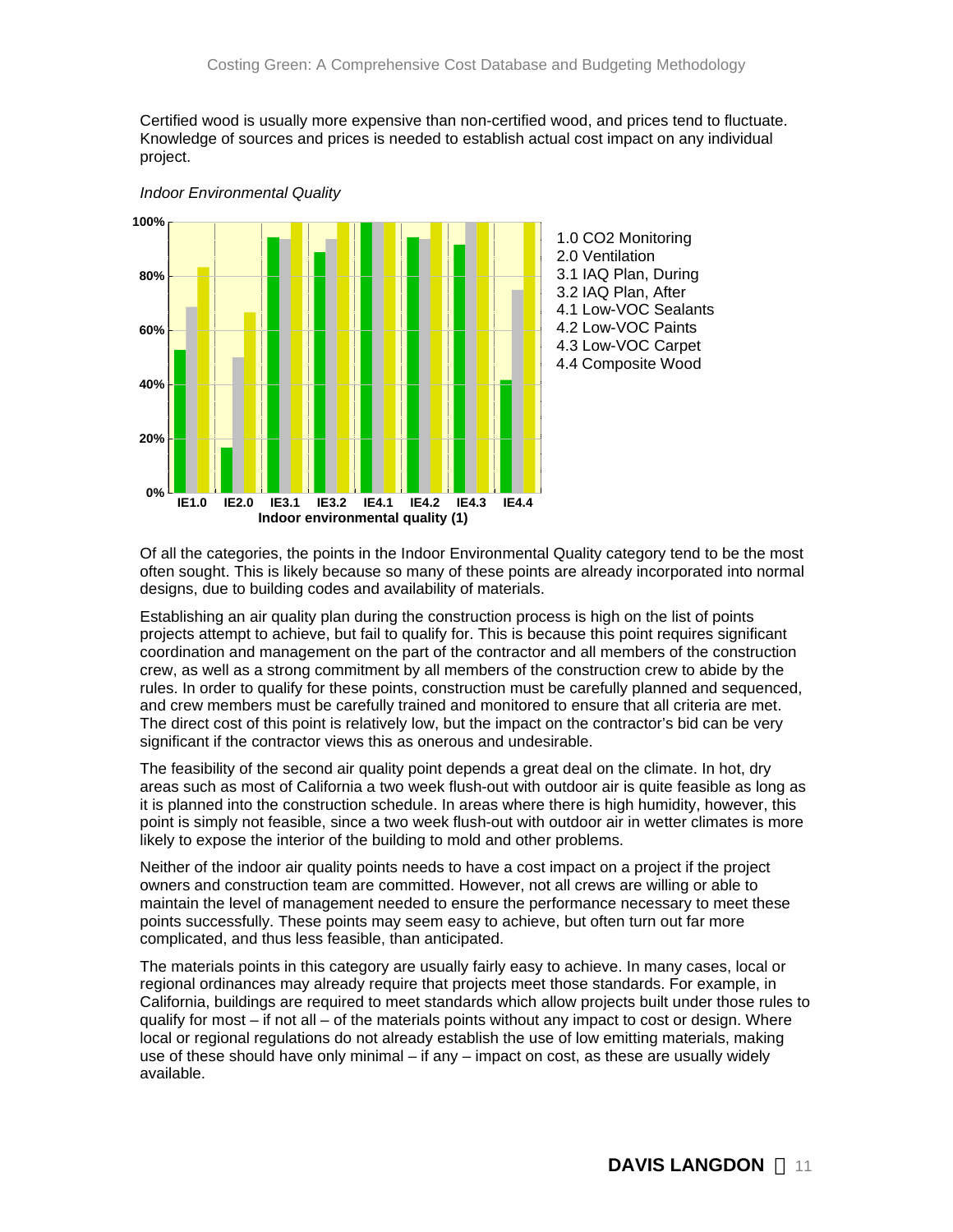Certified wood is usually more expensive than non-certified wood, and prices tend to fluctuate. Knowledge of sources and prices is needed to establish actual cost impact on any individual project.

*Indoor Environmental Quality*

1.0 CO2 Monitoring
2.0 Ventilation
3.1 IAQ Plan, During
3.2 IAQ Plan, After
4.1 Low-VOC Sealants
4.2 Low-VOC Paints
4.3 Low-VOC Carpet
4.4 Composite Wood

Of all the categories, the points in the Indoor Environmental Quality category tend to be the most often sought. This is likely because so many of these points are already incorporated into normal designs, due to building codes and availability of materials.

Establishing an air quality plan during the construction process is high on the list of points projects attempt to achieve, but fail to qualify for. This is because this point requires significant coordination and management on the part of the contractor and all members of the construction crew, as well as a strong commitment by all members of the construction crew to abide by the rules. In order to qualify for these points, construction must be carefully planned and sequenced, and crew members must be carefully trained and monitored to ensure that all criteria are met. The direct cost of this point is relatively low, but the impact on the contractor's bid can be very significant if the contractor views this as onerous and undesirable.

The feasibility of the second air quality point depends a great deal on the climate. In hot, dry areas such as most of California a two week flush-out with outdoor air is quite feasible as long as it is planned into the construction schedule. In areas where there is high humidity, however, this point is simply not feasible, since a two week flush-out with outdoor air in wetter climates is more likely to expose the interior of the building to mold and other problems.

Neither of the indoor air quality points needs to have a cost impact on a project if the project owners and construction team are committed. However, not all crews are willing or able to maintain the level of management needed to ensure the performance necessary to meet these points successfully. These points may seem easy to achieve, but often turn out far more complicated, and thus less feasible, than anticipated.

The materials points in this category are usually fairly easy to achieve. In many cases, local or regional ordinances may already require that projects meet those standards. For example, in California, buildings are required to meet standards which allow projects built under those rules to qualify for most – if not all – of the materials points without any impact to cost or design. Where local or regional regulations do not already establish the use of low emitting materials, making use of these should have only minimal – if any – impact on cost, as these are usually widely available.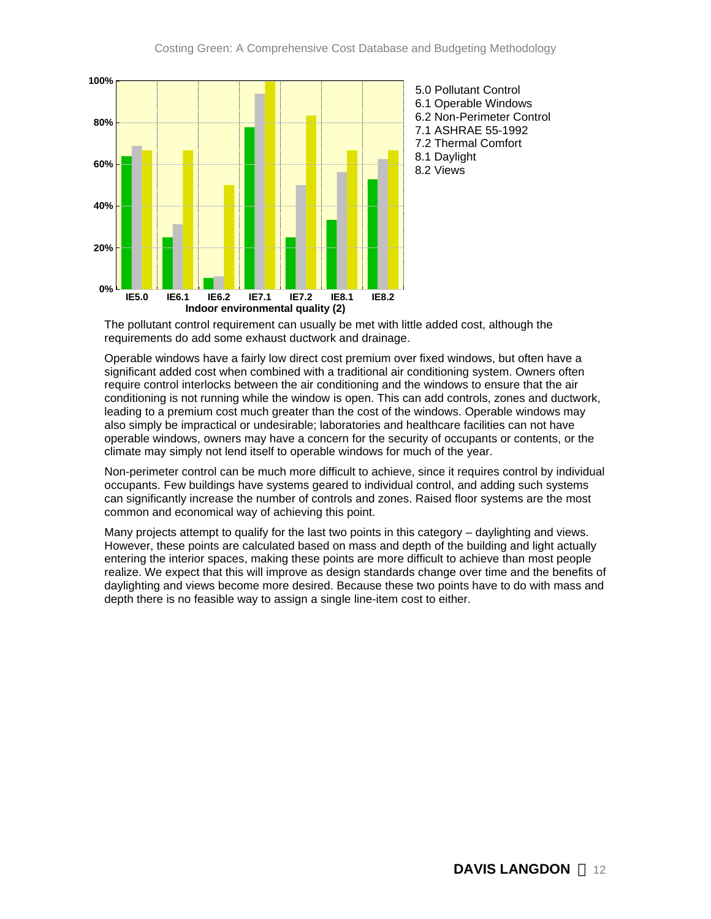5.0 Pollutant Control
6.1 Operable Windows
6.2 Non-Perimeter Control
7.1 ASHRAE 55-1992
7.2 Thermal Comfort
8.1 Daylight
8.2 Views

Indoor environmental quality (2)

The pollutant control requirement can usually be met with little added cost, although the requirements do add some exhaust ductwork and drainage.

Operable windows have a fairly low direct cost premium over fixed windows, but often have a significant added cost when combined with a traditional air conditioning system. Owners often require control interlocks between the air conditioning and the windows to ensure that the air conditioning is not running while the window is open. This can add controls, zones and ductwork, leading to a premium cost much greater than the cost of the windows. Operable windows may also simply be impractical or undesirable; laboratories and healthcare facilities can not have operable windows, owners may have a concern for the security of occupants or contents, or the climate may simply not lend itself to operable windows for much of the year.

Non-perimeter control can be much more difficult to achieve, since it requires control by individual occupants. Few buildings have systems geared to individual control, and adding such systems can significantly increase the number of controls and zones. Raised floor systems are the most common and economical way of achieving this point.

Many projects attempt to qualify for the last two points in this category – daylighting and views. However, these points are calculated based on mass and depth of the building and light actually entering the interior spaces, making these points are more difficult to achieve than most people realize. We expect that this will improve as design standards change over time and the benefits of daylighting and views become more desired. Because these two points have to do with mass and depth there is no feasible way to assign a single line-item cost to either.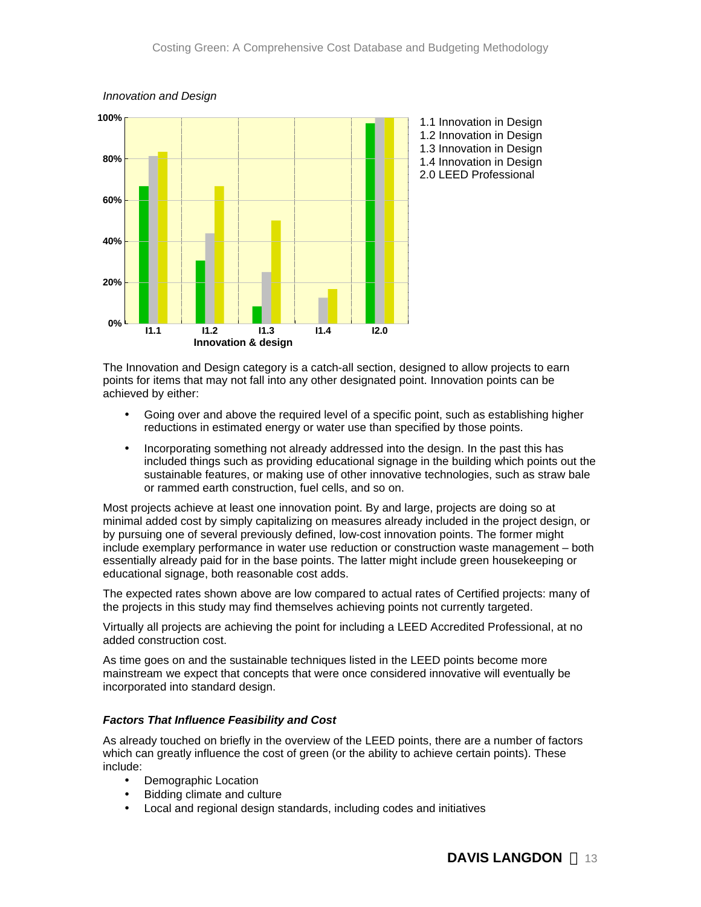*Innovation and Design*

1.1 Innovation in Design
1.2 Innovation in Design
1.3 Innovation in Design
1.4 Innovation in Design
2.0 LEED Professional

The Innovation and Design category is a catch-all section, designed to allow projects to earn points for items that may not fall into any other designated point. Innovation points can be achieved by either:

- Going over and above the required level of a specific point, such as establishing higher reductions in estimated energy or water use than specified by those points.
- Incorporating something not already addressed into the design. In the past this has included things such as providing educational signage in the building which points out the sustainable features, or making use of other innovative technologies, such as straw bale or rammed earth construction, fuel cells, and so on.

Most projects achieve at least one innovation point. By and large, projects are doing so at minimal added cost by simply capitalizing on measures already included in the project design, or by pursuing one of several previously defined, low-cost innovation points. The former might include exemplary performance in water use reduction or construction waste management – both essentially already paid for in the base points. The latter might include green housekeeping or educational signage, both reasonable cost adds.

The expected rates shown above are low compared to actual rates of Certified projects: many of the projects in this study may find themselves achieving points not currently targeted.

Virtually all projects are achieving the point for including a LEED Accredited Professional, at no added construction cost.

As time goes on and the sustainable techniques listed in the LEED points become more mainstream we expect that concepts that were once considered innovative will eventually be incorporated into standard design.

***Factors That Influence Feasibility and Cost***

As already touched on briefly in the overview of the LEED points, there are a number of factors which can greatly influence the cost of green (or the ability to achieve certain points). These include:

- Demographic Location
- Bidding climate and culture
- Local and regional design standards, including codes and initiatives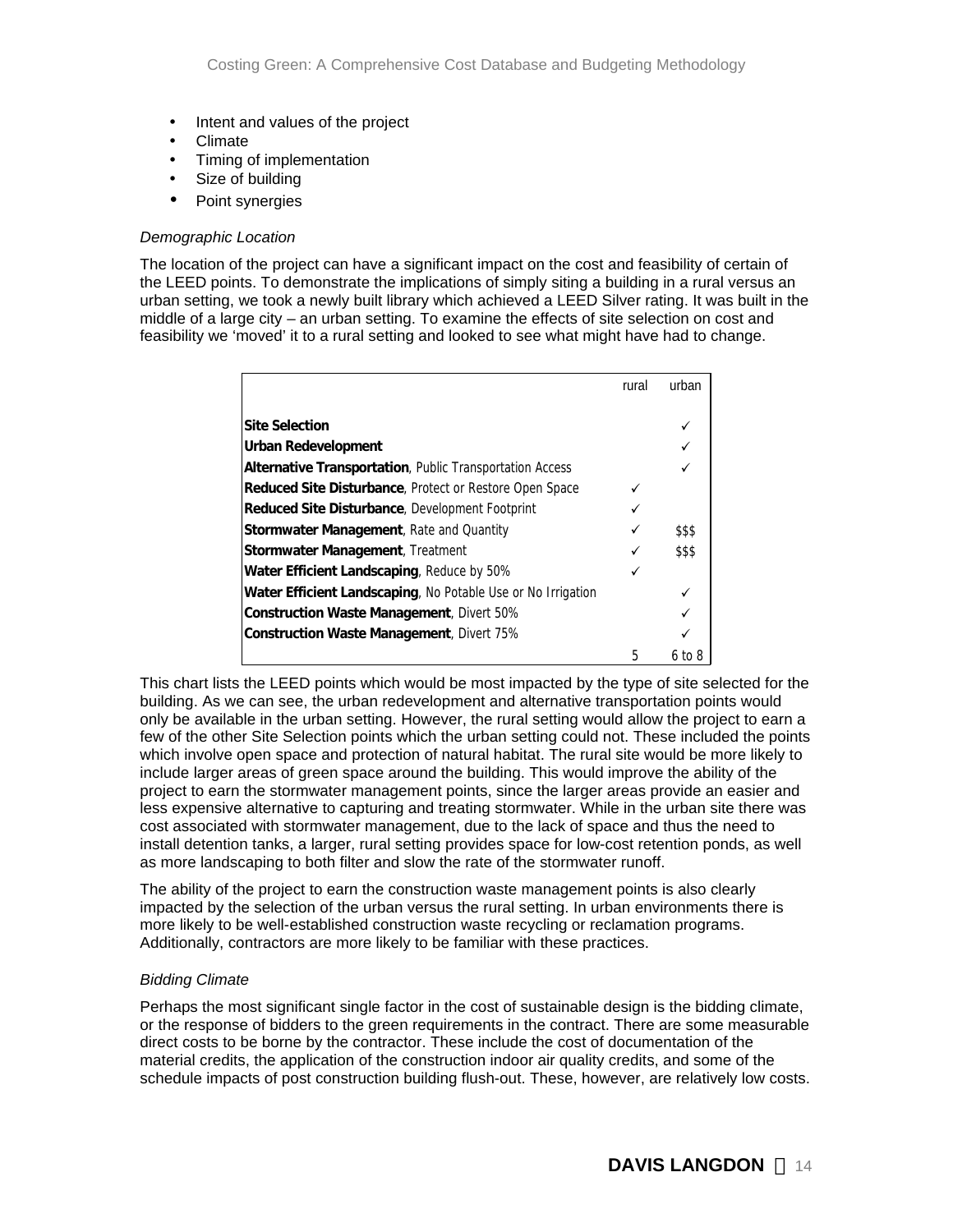- Intent and values of the project
- Climate
- Timing of implementation
- Size of building
- Point synergies

*Demographic Location*

The location of the project can have a significant impact on the cost and feasibility of certain of the LEED points. To demonstrate the implications of simply siting a building in a rural versus an urban setting, we took a newly built library which achieved a LEED Silver rating. It was built in the middle of a large city – an urban setting. To examine the effects of site selection on cost and feasibility we 'moved' it to a rural setting and looked to see what might have had to change.

| | rural | urban |
|---|---|---|
| **Site Selection** | | ✓ |
| **Urban Redevelopment** | | ✓ |
| **Alternative Transportation**, Public Transportation Access | | ✓ |
| **Reduced Site Disturbance**, Protect or Restore Open Space | ✓ | |
| **Reduced Site Disturbance**, Development Footprint | ✓ | |
| **Stormwater Management**, Rate and Quantity | ✓ | $$$ |
| **Stormwater Management**, Treatment | ✓ | $$$ |
| **Water Efficient Landscaping**, Reduce by 50% | ✓ | |
| **Water Efficient Landscaping**, No Potable Use or No Irrigation | | ✓ |
| **Construction Waste Management**, Divert 50% | | ✓ |
| **Construction Waste Management**, Divert 75% | | ✓ |
| | 5 | 6 to 8 |

This chart lists the LEED points which would be most impacted by the type of site selected for the building. As we can see, the urban redevelopment and alternative transportation points would only be available in the urban setting. However, the rural setting would allow the project to earn a few of the other Site Selection points which the urban setting could not. These included the points which involve open space and protection of natural habitat. The rural site would be more likely to include larger areas of green space around the building. This would improve the ability of the project to earn the stormwater management points, since the larger areas provide an easier and less expensive alternative to capturing and treating stormwater. While in the urban site there was cost associated with stormwater management, due to the lack of space and thus the need to install detention tanks, a larger, rural setting provides space for low-cost retention ponds, as well as more landscaping to both filter and slow the rate of the stormwater runoff.

The ability of the project to earn the construction waste management points is also clearly impacted by the selection of the urban versus the rural setting. In urban environments there is more likely to be well-established construction waste recycling or reclamation programs. Additionally, contractors are more likely to be familiar with these practices.

*Bidding Climate*

Perhaps the most significant single factor in the cost of sustainable design is the bidding climate, or the response of bidders to the green requirements in the contract. There are some measurable direct costs to be borne by the contractor. These include the cost of documentation of the material credits, the application of the construction indoor air quality credits, and some of the schedule impacts of post construction building flush-out. These, however, are relatively low costs.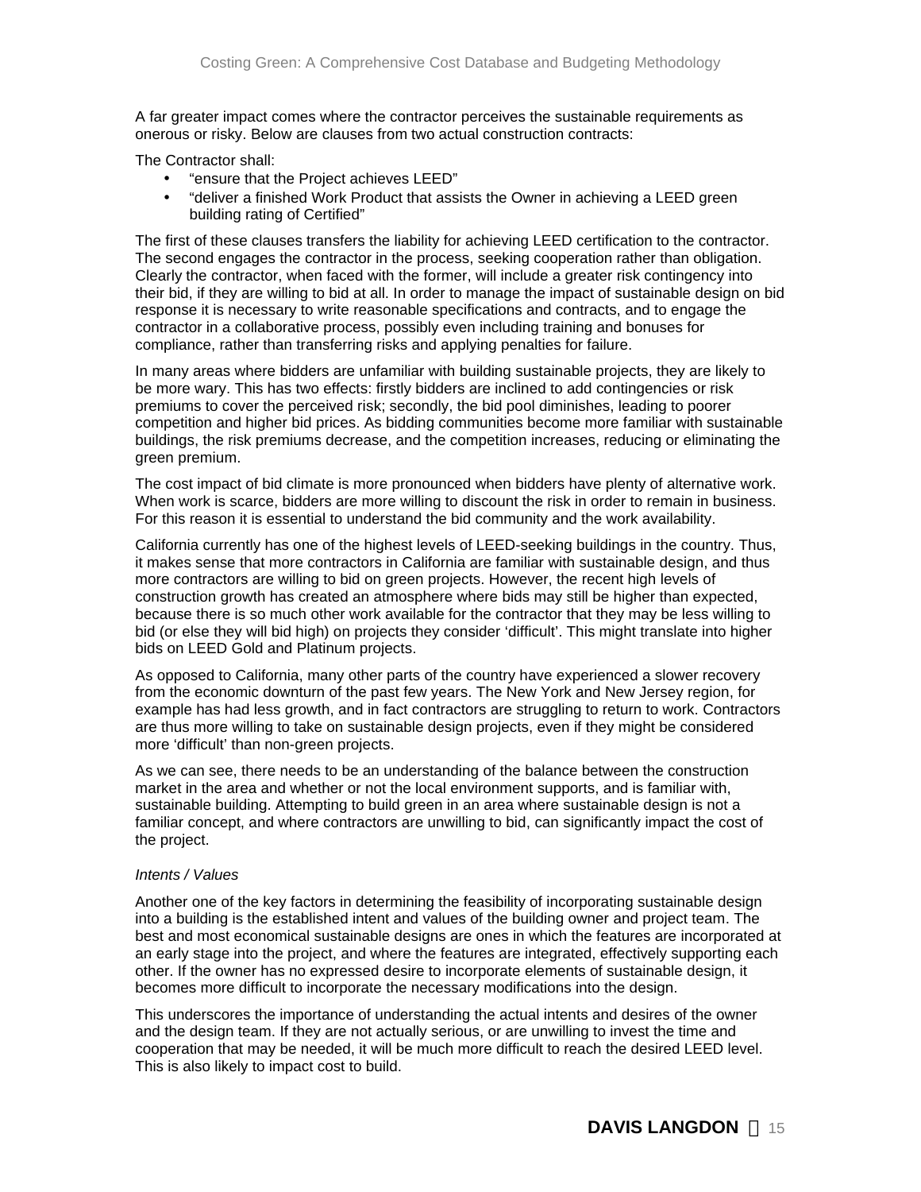A far greater impact comes where the contractor perceives the sustainable requirements as onerous or risky. Below are clauses from two actual construction contracts:

The Contractor shall:

- "ensure that the Project achieves LEED"
- "deliver a finished Work Product that assists the Owner in achieving a LEED green building rating of Certified"

The first of these clauses transfers the liability for achieving LEED certification to the contractor. The second engages the contractor in the process, seeking cooperation rather than obligation. Clearly the contractor, when faced with the former, will include a greater risk contingency into their bid, if they are willing to bid at all. In order to manage the impact of sustainable design on bid response it is necessary to write reasonable specifications and contracts, and to engage the contractor in a collaborative process, possibly even including training and bonuses for compliance, rather than transferring risks and applying penalties for failure.

In many areas where bidders are unfamiliar with building sustainable projects, they are likely to be more wary. This has two effects: firstly bidders are inclined to add contingencies or risk premiums to cover the perceived risk; secondly, the bid pool diminishes, leading to poorer competition and higher bid prices. As bidding communities become more familiar with sustainable buildings, the risk premiums decrease, and the competition increases, reducing or eliminating the green premium.

The cost impact of bid climate is more pronounced when bidders have plenty of alternative work. When work is scarce, bidders are more willing to discount the risk in order to remain in business. For this reason it is essential to understand the bid community and the work availability.

California currently has one of the highest levels of LEED-seeking buildings in the country. Thus, it makes sense that more contractors in California are familiar with sustainable design, and thus more contractors are willing to bid on green projects. However, the recent high levels of construction growth has created an atmosphere where bids may still be higher than expected, because there is so much other work available for the contractor that they may be less willing to bid (or else they will bid high) on projects they consider 'difficult'. This might translate into higher bids on LEED Gold and Platinum projects.

As opposed to California, many other parts of the country have experienced a slower recovery from the economic downturn of the past few years. The New York and New Jersey region, for example has had less growth, and in fact contractors are struggling to return to work. Contractors are thus more willing to take on sustainable design projects, even if they might be considered more 'difficult' than non-green projects.

As we can see, there needs to be an understanding of the balance between the construction market in the area and whether or not the local environment supports, and is familiar with, sustainable building. Attempting to build green in an area where sustainable design is not a familiar concept, and where contractors are unwilling to bid, can significantly impact the cost of the project.

*Intents / Values*

Another one of the key factors in determining the feasibility of incorporating sustainable design into a building is the established intent and values of the building owner and project team. The best and most economical sustainable designs are ones in which the features are incorporated at an early stage into the project, and where the features are integrated, effectively supporting each other. If the owner has no expressed desire to incorporate elements of sustainable design, it becomes more difficult to incorporate the necessary modifications into the design.

This underscores the importance of understanding the actual intents and desires of the owner and the design team. If they are not actually serious, or are unwilling to invest the time and cooperation that may be needed, it will be much more difficult to reach the desired LEED level. This is also likely to impact cost to build.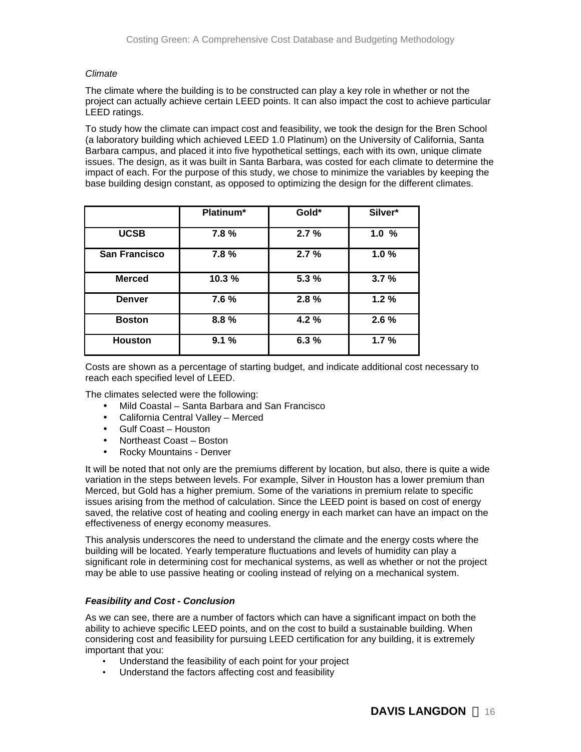*Climate*

The climate where the building is to be constructed can play a key role in whether or not the project can actually achieve certain LEED points. It can also impact the cost to achieve particular LEED ratings.

To study how the climate can impact cost and feasibility, we took the design for the Bren School (a laboratory building which achieved LEED 1.0 Platinum) on the University of California, Santa Barbara campus, and placed it into five hypothetical settings, each with its own, unique climate issues. The design, as it was built in Santa Barbara, was costed for each climate to determine the impact of each. For the purpose of this study, we chose to minimize the variables by keeping the base building design constant, as opposed to optimizing the design for the different climates.

| | **Platinum*** | **Gold*** | **Silver*** |
|---|---|---|---|
| **UCSB** | **7.8 %** | **2.7 %** | **1.0 %** |
| **San Francisco** | **7.8 %** | **2.7 %** | **1.0 %** |
| **Merced** | **10.3 %** | **5.3 %** | **3.7 %** |
| **Denver** | **7.6 %** | **2.8 %** | **1.2 %** |
| **Boston** | **8.8 %** | **4.2 %** | **2.6 %** |
| **Houston** | **9.1 %** | **6.3 %** | **1.7 %** |

Costs are shown as a percentage of starting budget, and indicate additional cost necessary to reach each specified level of LEED.

The climates selected were the following:

- Mild Coastal – Santa Barbara and San Francisco
- California Central Valley – Merced
- Gulf Coast – Houston
- Northeast Coast – Boston
- Rocky Mountains - Denver

It will be noted that not only are the premiums different by location, but also, there is quite a wide variation in the steps between levels. For example, Silver in Houston has a lower premium than Merced, but Gold has a higher premium. Some of the variations in premium relate to specific issues arising from the method of calculation. Since the LEED point is based on cost of energy saved, the relative cost of heating and cooling energy in each market can have an impact on the effectiveness of energy economy measures.

This analysis underscores the need to understand the climate and the energy costs where the building will be located. Yearly temperature fluctuations and levels of humidity can play a significant role in determining cost for mechanical systems, as well as whether or not the project may be able to use passive heating or cooling instead of relying on a mechanical system.

***Feasibility and Cost - Conclusion***

As we can see, there are a number of factors which can have a significant impact on both the ability to achieve specific LEED points, and on the cost to build a sustainable building. When considering cost and feasibility for pursuing LEED certification for any building, it is extremely important that you:

- Understand the feasibility of each point for your project
- Understand the factors affecting cost and feasibility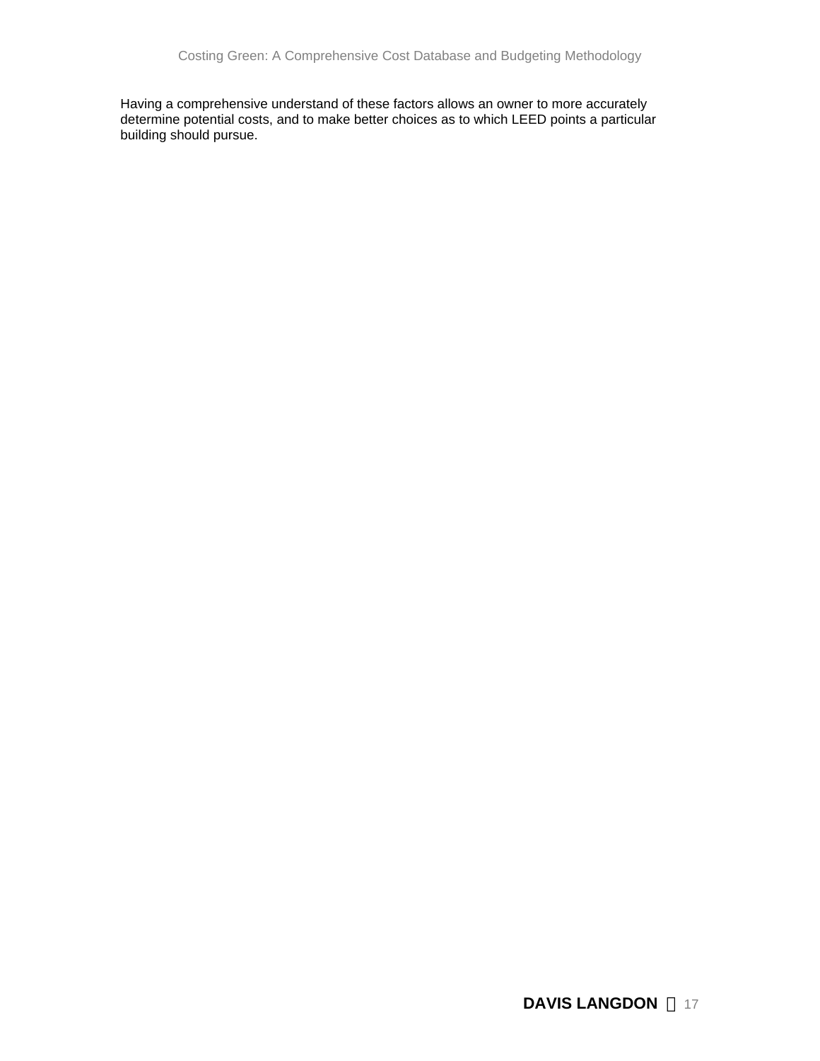Having a comprehensive understand of these factors allows an owner to more accurately determine potential costs, and to make better choices as to which LEED points a particular building should pursue.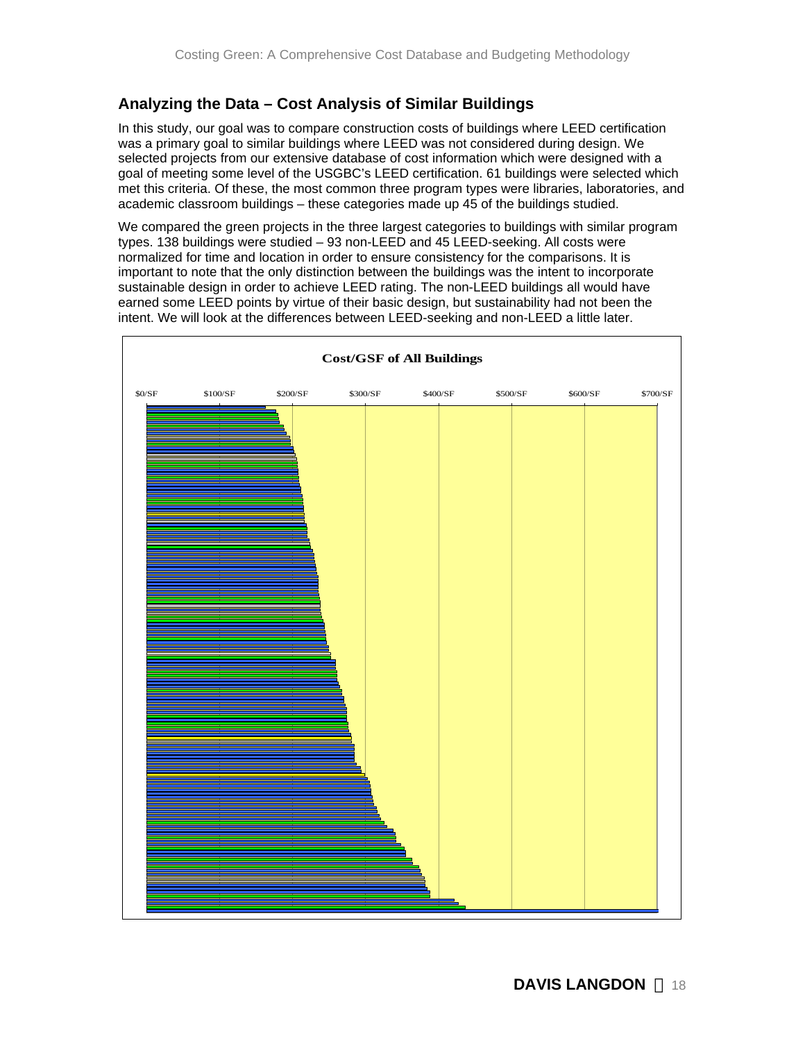## Analyzing the Data – Cost Analysis of Similar Buildings

In this study, our goal was to compare construction costs of buildings where LEED certification was a primary goal to similar buildings where LEED was not considered during design. We selected projects from our extensive database of cost information which were designed with a goal of meeting some level of the USGBC's LEED certification. 61 buildings were selected which met this criteria. Of these, the most common three program types were libraries, laboratories, and academic classroom buildings – these categories made up 45 of the buildings studied.

We compared the green projects in the three largest categories to buildings with similar program types. 138 buildings were studied – 93 non-LEED and 45 LEED-seeking. All costs were normalized for time and location in order to ensure consistency for the comparisons. It is important to note that the only distinction between the buildings was the intent to incorporate sustainable design in order to achieve LEED rating. The non-LEED buildings all would have earned some LEED points by virtue of their basic design, but sustainability had not been the intent. We will look at the differences between LEED-seeking and non-LEED a little later.

**Cost/GSF of All Buildings**

$0/SF | $100/SF | $200/SF | $300/SF | $400/SF | $500/SF | $600/SF | $700/SF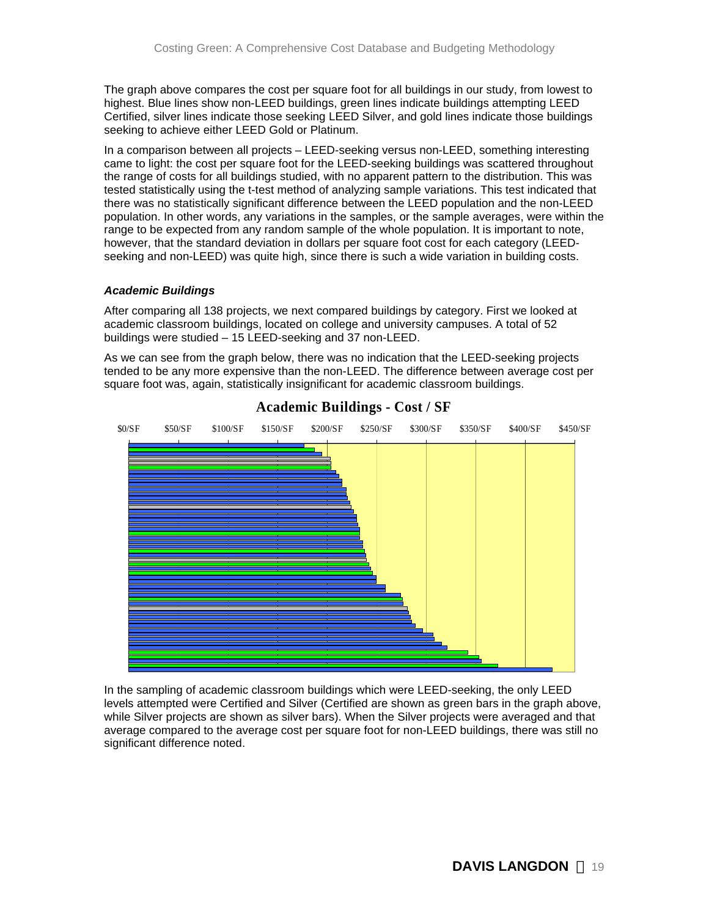The graph above compares the cost per square foot for all buildings in our study, from lowest to highest. Blue lines show non-LEED buildings, green lines indicate buildings attempting LEED Certified, silver lines indicate those seeking LEED Silver, and gold lines indicate those buildings seeking to achieve either LEED Gold or Platinum.

In a comparison between all projects – LEED-seeking versus non-LEED, something interesting came to light: the cost per square foot for the LEED-seeking buildings was scattered throughout the range of costs for all buildings studied, with no apparent pattern to the distribution. This was tested statistically using the t-test method of analyzing sample variations. This test indicated that there was no statistically significant difference between the LEED population and the non-LEED population. In other words, any variations in the samples, or the sample averages, were within the range to be expected from any random sample of the whole population. It is important to note, however, that the standard deviation in dollars per square foot cost for each category (LEED-seeking and non-LEED) was quite high, since there is such a wide variation in building costs.

### *Academic Buildings*

After comparing all 138 projects, we next compared buildings by category. First we looked at academic classroom buildings, located on college and university campuses. A total of 52 buildings were studied – 15 LEED-seeking and 37 non-LEED.

As we can see from the graph below, there was no indication that the LEED-seeking projects tended to be any more expensive than the non-LEED. The difference between average cost per square foot was, again, statistically insignificant for academic classroom buildings.

**Academic Buildings - Cost / SF**

$0/SF $50/SF $100/SF $150/SF $200/SF $250/SF $300/SF $350/SF $400/SF $450/SF

In the sampling of academic classroom buildings which were LEED-seeking, the only LEED levels attempted were Certified and Silver (Certified are shown as green bars in the graph above, while Silver projects are shown as silver bars). When the Silver projects were averaged and that average compared to the average cost per square foot for non-LEED buildings, there was still no significant difference noted.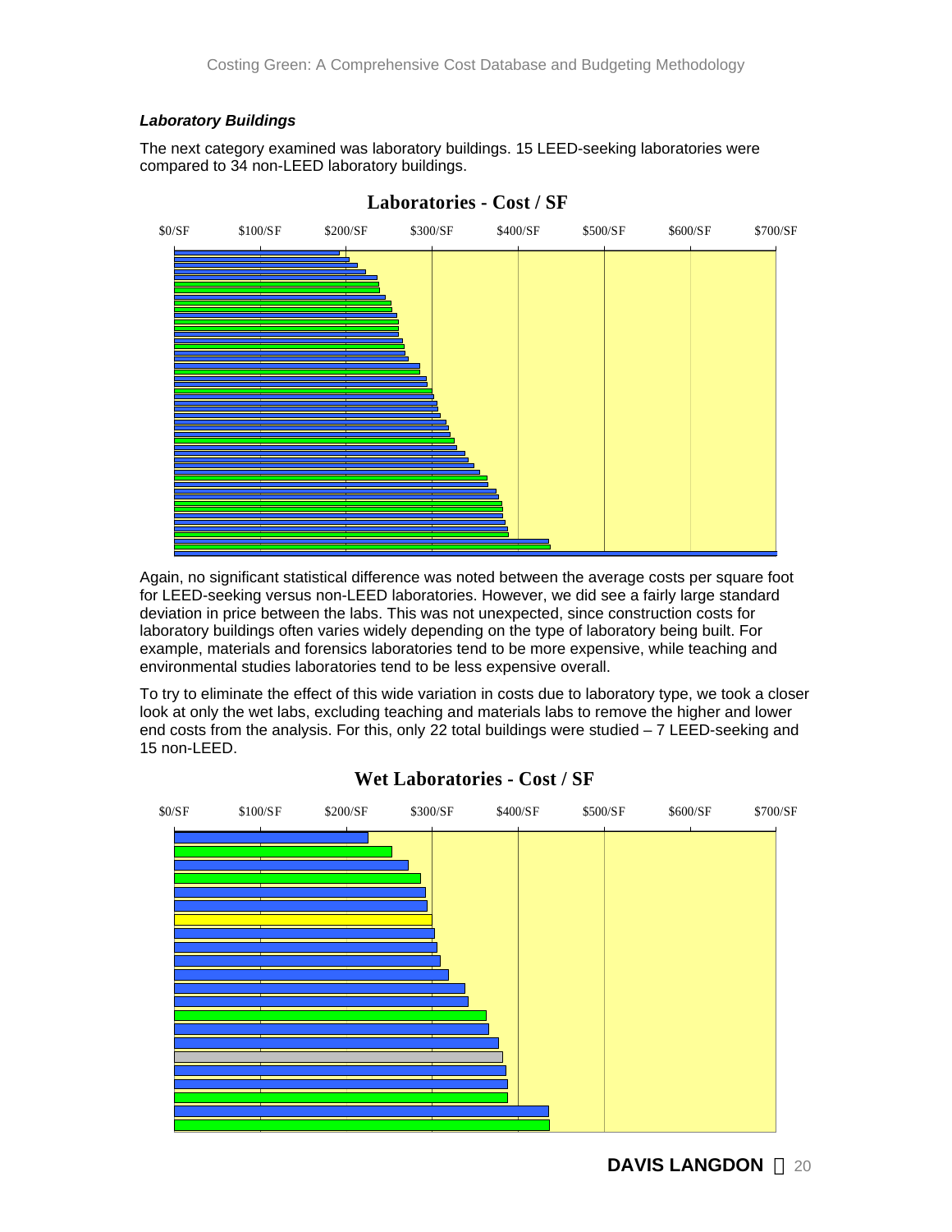***Laboratory Buildings***

The next category examined was laboratory buildings. 15 LEED-seeking laboratories were compared to 34 non-LEED laboratory buildings.

**Laboratories - Cost / SF**

Again, no significant statistical difference was noted between the average costs per square foot for LEED-seeking versus non-LEED laboratories. However, we did see a fairly large standard deviation in price between the labs. This was not unexpected, since construction costs for laboratory buildings often varies widely depending on the type of laboratory being built. For example, materials and forensics laboratories tend to be more expensive, while teaching and environmental studies laboratories tend to be less expensive overall.

To try to eliminate the effect of this wide variation in costs due to laboratory type, we took a closer look at only the wet labs, excluding teaching and materials labs to remove the higher and lower end costs from the analysis. For this, only 22 total buildings were studied – 7 LEED-seeking and 15 non-LEED.

**Wet Laboratories - Cost / SF**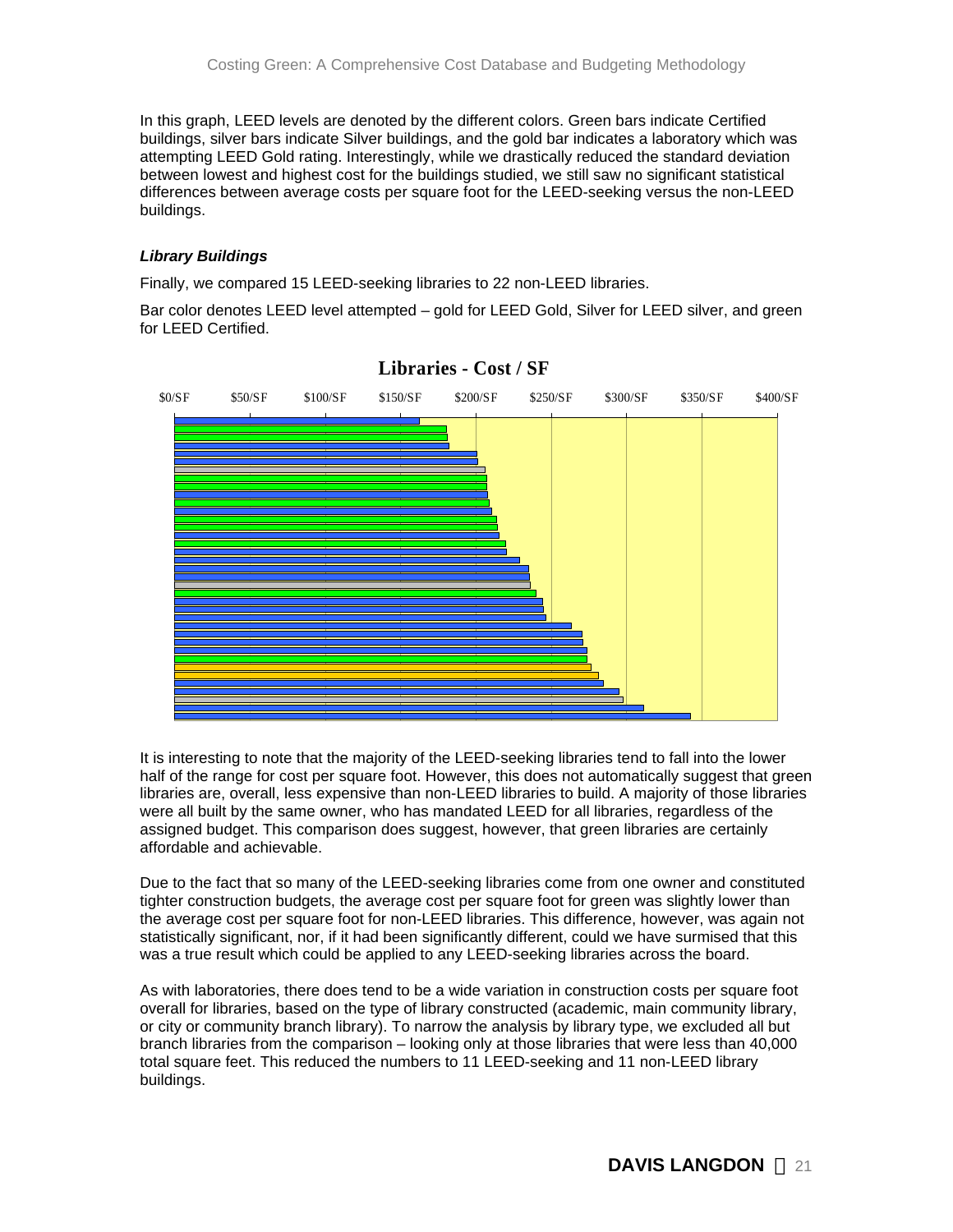In this graph, LEED levels are denoted by the different colors. Green bars indicate Certified buildings, silver bars indicate Silver buildings, and the gold bar indicates a laboratory which was attempting LEED Gold rating. Interestingly, while we drastically reduced the standard deviation between lowest and highest cost for the buildings studied, we still saw no significant statistical differences between average costs per square foot for the LEED-seeking versus the non-LEED buildings.

### *Library Buildings*

Finally, we compared 15 LEED-seeking libraries to 22 non-LEED libraries.

Bar color denotes LEED level attempted – gold for LEED Gold, Silver for LEED silver, and green for LEED Certified.

**Libraries - Cost / SF**

$0/SF $50/SF $100/SF $150/SF $200/SF $250/SF $300/SF $350/SF $400/SF

It is interesting to note that the majority of the LEED-seeking libraries tend to fall into the lower half of the range for cost per square foot. However, this does not automatically suggest that green libraries are, overall, less expensive than non-LEED libraries to build. A majority of those libraries were all built by the same owner, who has mandated LEED for all libraries, regardless of the assigned budget. This comparison does suggest, however, that green libraries are certainly affordable and achievable.

Due to the fact that so many of the LEED-seeking libraries come from one owner and constituted tighter construction budgets, the average cost per square foot for green was slightly lower than the average cost per square foot for non-LEED libraries. This difference, however, was again not statistically significant, nor, if it had been significantly different, could we have surmised that this was a true result which could be applied to any LEED-seeking libraries across the board.

As with laboratories, there does tend to be a wide variation in construction costs per square foot overall for libraries, based on the type of library constructed (academic, main community library, or city or community branch library). To narrow the analysis by library type, we excluded all but branch libraries from the comparison – looking only at those libraries that were less than 40,000 total square feet. This reduced the numbers to 11 LEED-seeking and 11 non-LEED library buildings.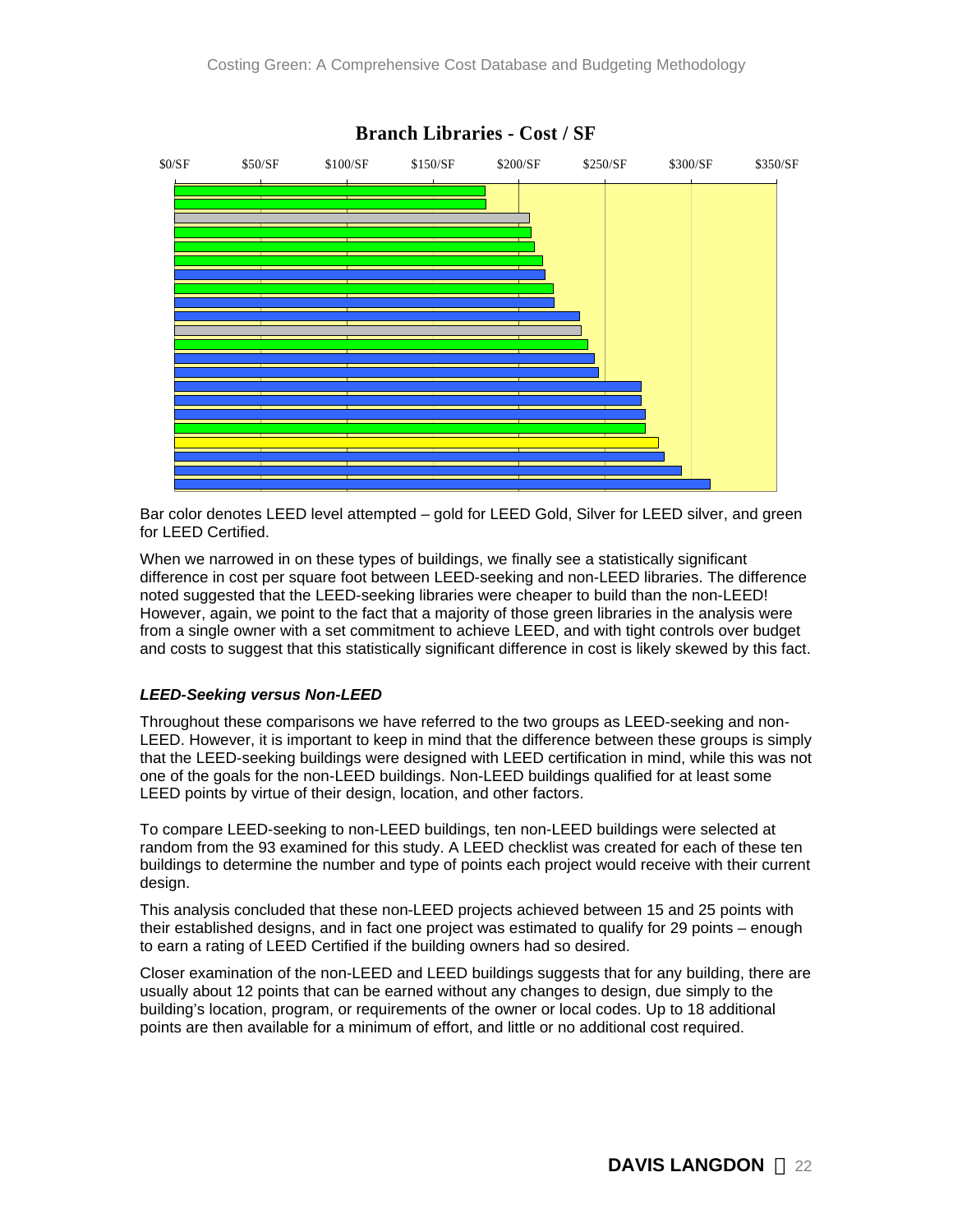**Branch Libraries - Cost / SF**

Bar color denotes LEED level attempted – gold for LEED Gold, Silver for LEED silver, and green for LEED Certified.

When we narrowed in on these types of buildings, we finally see a statistically significant difference in cost per square foot between LEED-seeking and non-LEED libraries. The difference noted suggested that the LEED-seeking libraries were cheaper to build than the non-LEED! However, again, we point to the fact that a majority of those green libraries in the analysis were from a single owner with a set commitment to achieve LEED, and with tight controls over budget and costs to suggest that this statistically significant difference in cost is likely skewed by this fact.

***LEED-Seeking versus Non-LEED***

Throughout these comparisons we have referred to the two groups as LEED-seeking and non-LEED. However, it is important to keep in mind that the difference between these groups is simply that the LEED-seeking buildings were designed with LEED certification in mind, while this was not one of the goals for the non-LEED buildings. Non-LEED buildings qualified for at least some LEED points by virtue of their design, location, and other factors.

To compare LEED-seeking to non-LEED buildings, ten non-LEED buildings were selected at random from the 93 examined for this study. A LEED checklist was created for each of these ten buildings to determine the number and type of points each project would receive with their current design.

This analysis concluded that these non-LEED projects achieved between 15 and 25 points with their established designs, and in fact one project was estimated to qualify for 29 points – enough to earn a rating of LEED Certified if the building owners had so desired.

Closer examination of the non-LEED and LEED buildings suggests that for any building, there are usually about 12 points that can be earned without any changes to design, due simply to the building's location, program, or requirements of the owner or local codes. Up to 18 additional points are then available for a minimum of effort, and little or no additional cost required.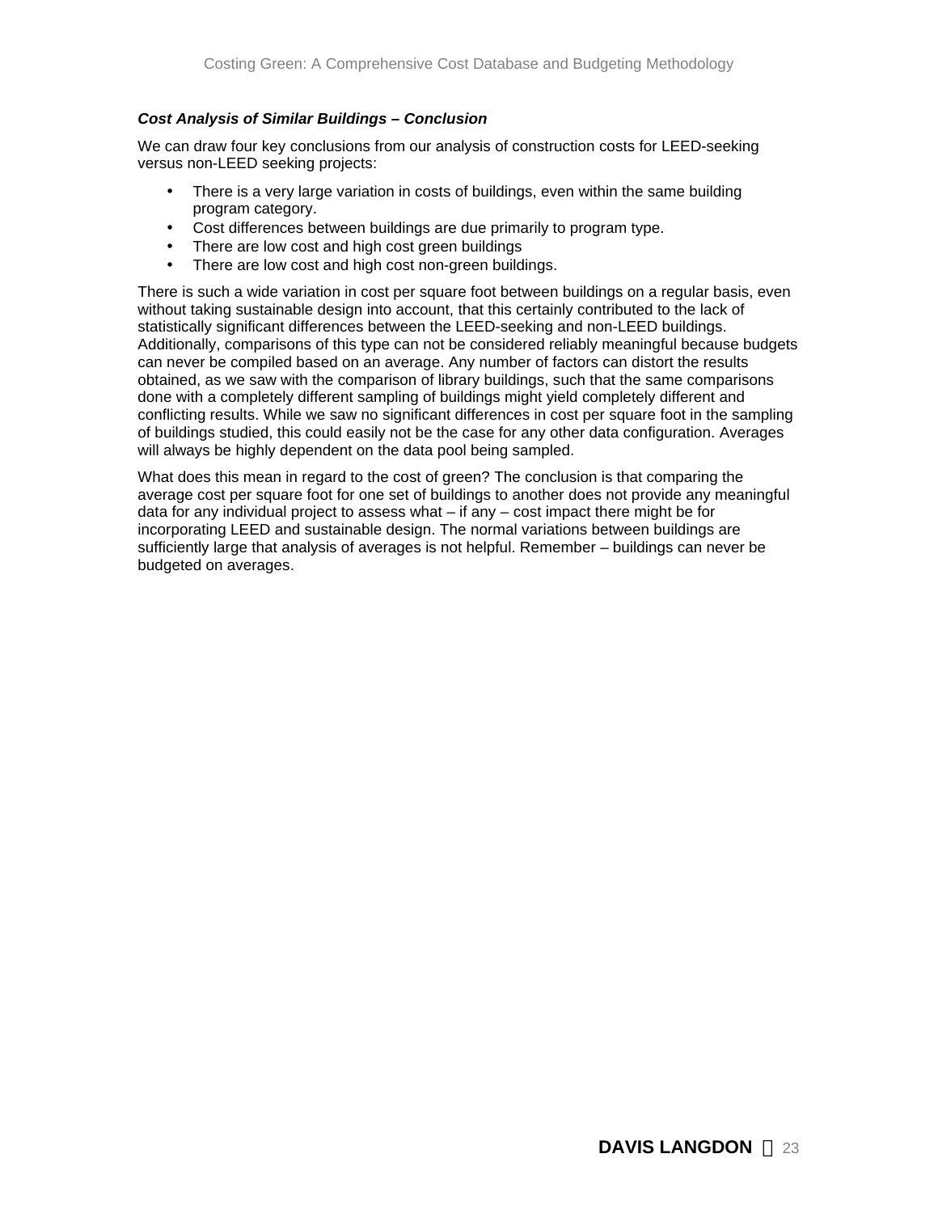***Cost Analysis of Similar Buildings – Conclusion***

We can draw four key conclusions from our analysis of construction costs for LEED-seeking versus non-LEED seeking projects:

- There is a very large variation in costs of buildings, even within the same building program category.
- Cost differences between buildings are due primarily to program type.
- There are low cost and high cost green buildings
- There are low cost and high cost non-green buildings.

There is such a wide variation in cost per square foot between buildings on a regular basis, even without taking sustainable design into account, that this certainly contributed to the lack of statistically significant differences between the LEED-seeking and non-LEED buildings. Additionally, comparisons of this type can not be considered reliably meaningful because budgets can never be compiled based on an average. Any number of factors can distort the results obtained, as we saw with the comparison of library buildings, such that the same comparisons done with a completely different sampling of buildings might yield completely different and conflicting results. While we saw no significant differences in cost per square foot in the sampling of buildings studied, this could easily not be the case for any other data configuration. Averages will always be highly dependent on the data pool being sampled.

What does this mean in regard to the cost of green? The conclusion is that comparing the average cost per square foot for one set of buildings to another does not provide any meaningful data for any individual project to assess what – if any – cost impact there might be for incorporating LEED and sustainable design. The normal variations between buildings are sufficiently large that analysis of averages is not helpful. Remember – buildings can never be budgeted on averages.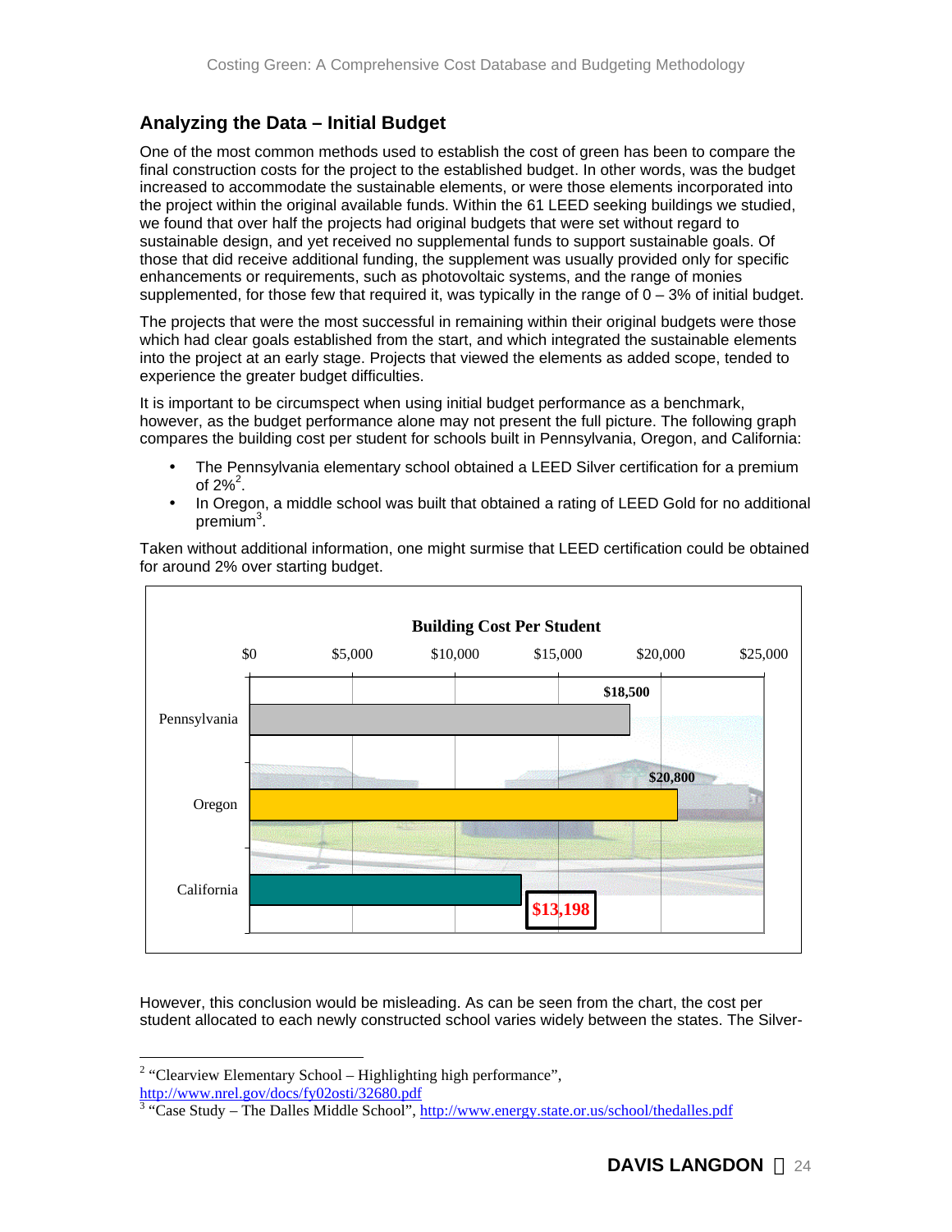## Analyzing the Data – Initial Budget

One of the most common methods used to establish the cost of green has been to compare the final construction costs for the project to the established budget. In other words, was the budget increased to accommodate the sustainable elements, or were those elements incorporated into the project within the original available funds. Within the 61 LEED seeking buildings we studied, we found that over half the projects had original budgets that were set without regard to sustainable design, and yet received no supplemental funds to support sustainable goals. Of those that did receive additional funding, the supplement was usually provided only for specific enhancements or requirements, such as photovoltaic systems, and the range of monies supplemented, for those few that required it, was typically in the range of 0 – 3% of initial budget.

The projects that were the most successful in remaining within their original budgets were those which had clear goals established from the start, and which integrated the sustainable elements into the project at an early stage. Projects that viewed the elements as added scope, tended to experience the greater budget difficulties.

It is important to be circumspect when using initial budget performance as a benchmark, however, as the budget performance alone may not present the full picture. The following graph compares the building cost per student for schools built in Pennsylvania, Oregon, and California:

- The Pennsylvania elementary school obtained a LEED Silver certification for a premium of 2%[2].
- In Oregon, a middle school was built that obtained a rating of LEED Gold for no additional premium[3].

Taken without additional information, one might surmise that LEED certification could be obtained for around 2% over starting budget.

**Building Cost Per Student**

| State | Building Cost Per Student |
|---|---|
| Pennsylvania | $18,500 |
| Oregon | $20,800 |
| California | $13,198 |

However, this conclusion would be misleading. As can be seen from the chart, the cost per student allocated to each newly constructed school varies widely between the states. The Silver-

---

[2] "Clearview Elementary School – Highlighting high performance", http://www.nrel.gov/docs/fy02osti/32680.pdf

[3] "Case Study – The Dalles Middle School", http://www.energy.state.or.us/school/thedalles.pdf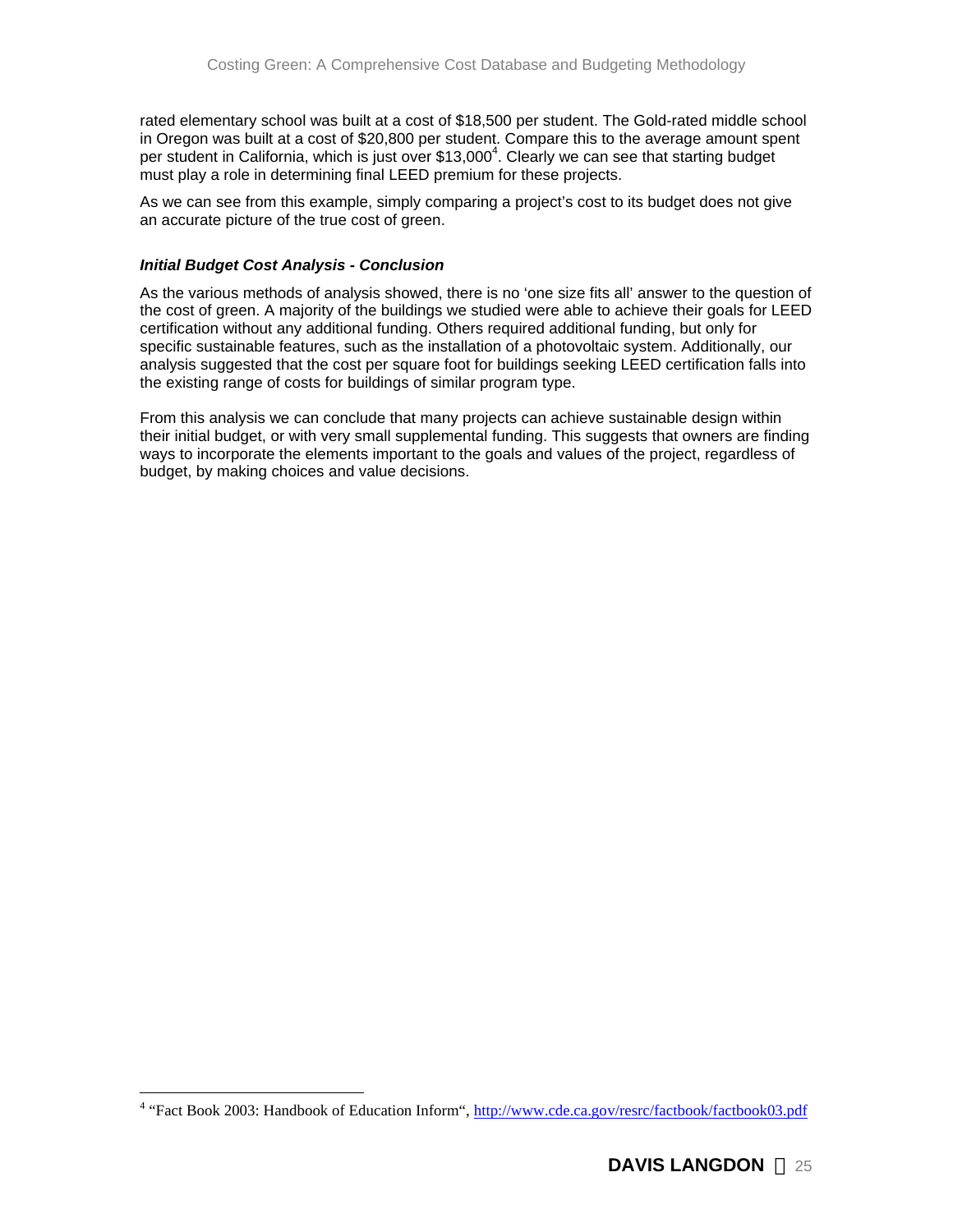rated elementary school was built at a cost of $18,500 per student. The Gold-rated middle school in Oregon was built at a cost of $20,800 per student. Compare this to the average amount spent per student in California, which is just over $13,000[4]. Clearly we can see that starting budget must play a role in determining final LEED premium for these projects.

As we can see from this example, simply comparing a project's cost to its budget does not give an accurate picture of the true cost of green.

### *Initial Budget Cost Analysis - Conclusion*

As the various methods of analysis showed, there is no 'one size fits all' answer to the question of the cost of green. A majority of the buildings we studied were able to achieve their goals for LEED certification without any additional funding. Others required additional funding, but only for specific sustainable features, such as the installation of a photovoltaic system. Additionally, our analysis suggested that the cost per square foot for buildings seeking LEED certification falls into the existing range of costs for buildings of similar program type.

From this analysis we can conclude that many projects can achieve sustainable design within their initial budget, or with very small supplemental funding. This suggests that owners are finding ways to incorporate the elements important to the goals and values of the project, regardless of budget, by making choices and value decisions.

---

[4] "Fact Book 2003: Handbook of Education Inform", http://www.cde.ca.gov/resrc/factbook/factbook03.pdf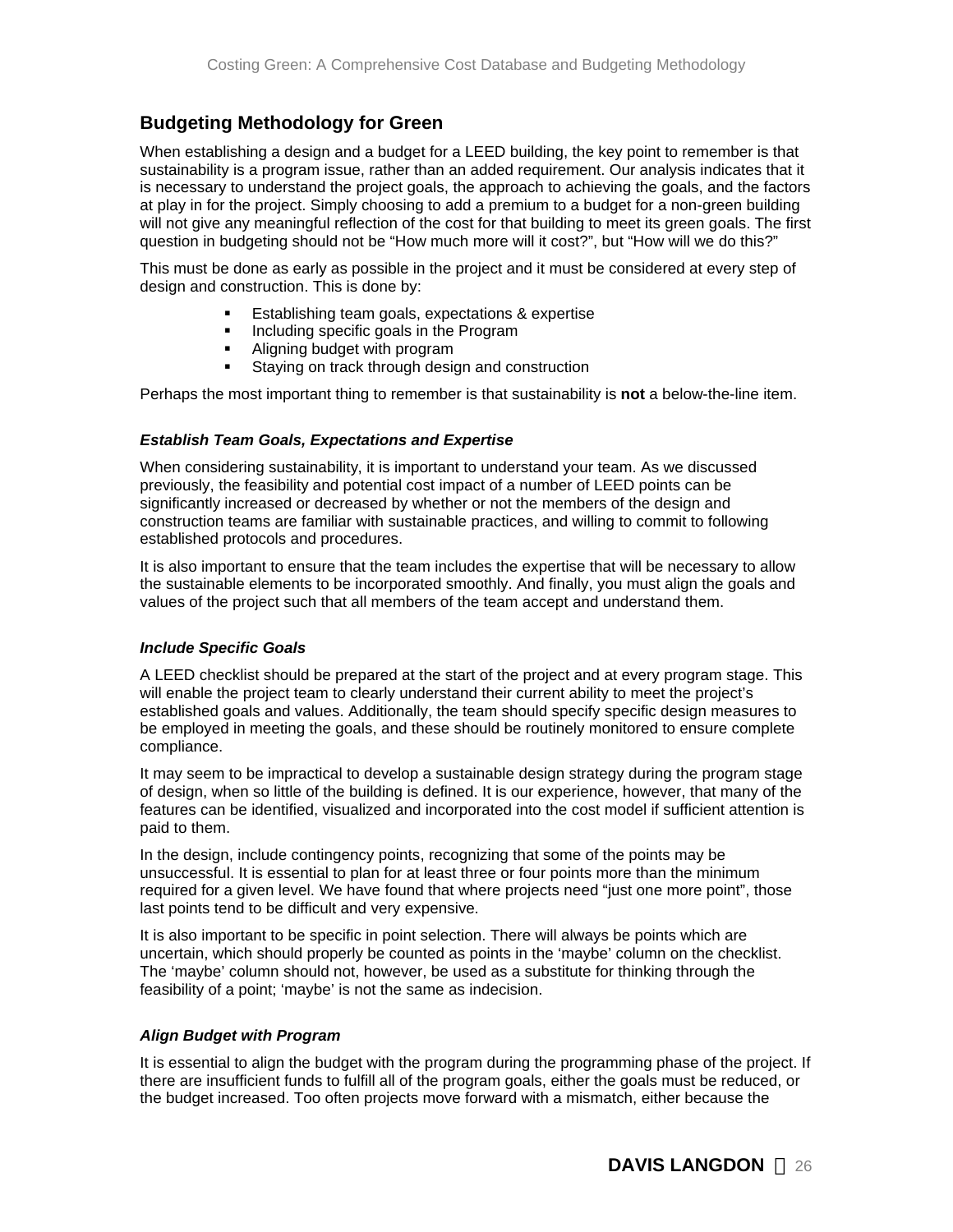## Budgeting Methodology for Green

When establishing a design and a budget for a LEED building, the key point to remember is that sustainability is a program issue, rather than an added requirement. Our analysis indicates that it is necessary to understand the project goals, the approach to achieving the goals, and the factors at play in for the project. Simply choosing to add a premium to a budget for a non-green building will not give any meaningful reflection of the cost for that building to meet its green goals. The first question in budgeting should not be "How much more will it cost?", but "How will we do this?"

This must be done as early as possible in the project and it must be considered at every step of design and construction. This is done by:

- Establishing team goals, expectations & expertise
- Including specific goals in the Program
- Aligning budget with program
- Staying on track through design and construction

Perhaps the most important thing to remember is that sustainability is **not** a below-the-line item.

### *Establish Team Goals, Expectations and Expertise*

When considering sustainability, it is important to understand your team. As we discussed previously, the feasibility and potential cost impact of a number of LEED points can be significantly increased or decreased by whether or not the members of the design and construction teams are familiar with sustainable practices, and willing to commit to following established protocols and procedures.

It is also important to ensure that the team includes the expertise that will be necessary to allow the sustainable elements to be incorporated smoothly. And finally, you must align the goals and values of the project such that all members of the team accept and understand them.

### *Include Specific Goals*

A LEED checklist should be prepared at the start of the project and at every program stage. This will enable the project team to clearly understand their current ability to meet the project's established goals and values. Additionally, the team should specify specific design measures to be employed in meeting the goals, and these should be routinely monitored to ensure complete compliance.

It may seem to be impractical to develop a sustainable design strategy during the program stage of design, when so little of the building is defined. It is our experience, however, that many of the features can be identified, visualized and incorporated into the cost model if sufficient attention is paid to them.

In the design, include contingency points, recognizing that some of the points may be unsuccessful. It is essential to plan for at least three or four points more than the minimum required for a given level. We have found that where projects need "just one more point", those last points tend to be difficult and very expensive.

It is also important to be specific in point selection. There will always be points which are uncertain, which should properly be counted as points in the 'maybe' column on the checklist. The 'maybe' column should not, however, be used as a substitute for thinking through the feasibility of a point; 'maybe' is not the same as indecision.

### *Align Budget with Program*

It is essential to align the budget with the program during the programming phase of the project. If there are insufficient funds to fulfill all of the program goals, either the goals must be reduced, or the budget increased. Too often projects move forward with a mismatch, either because the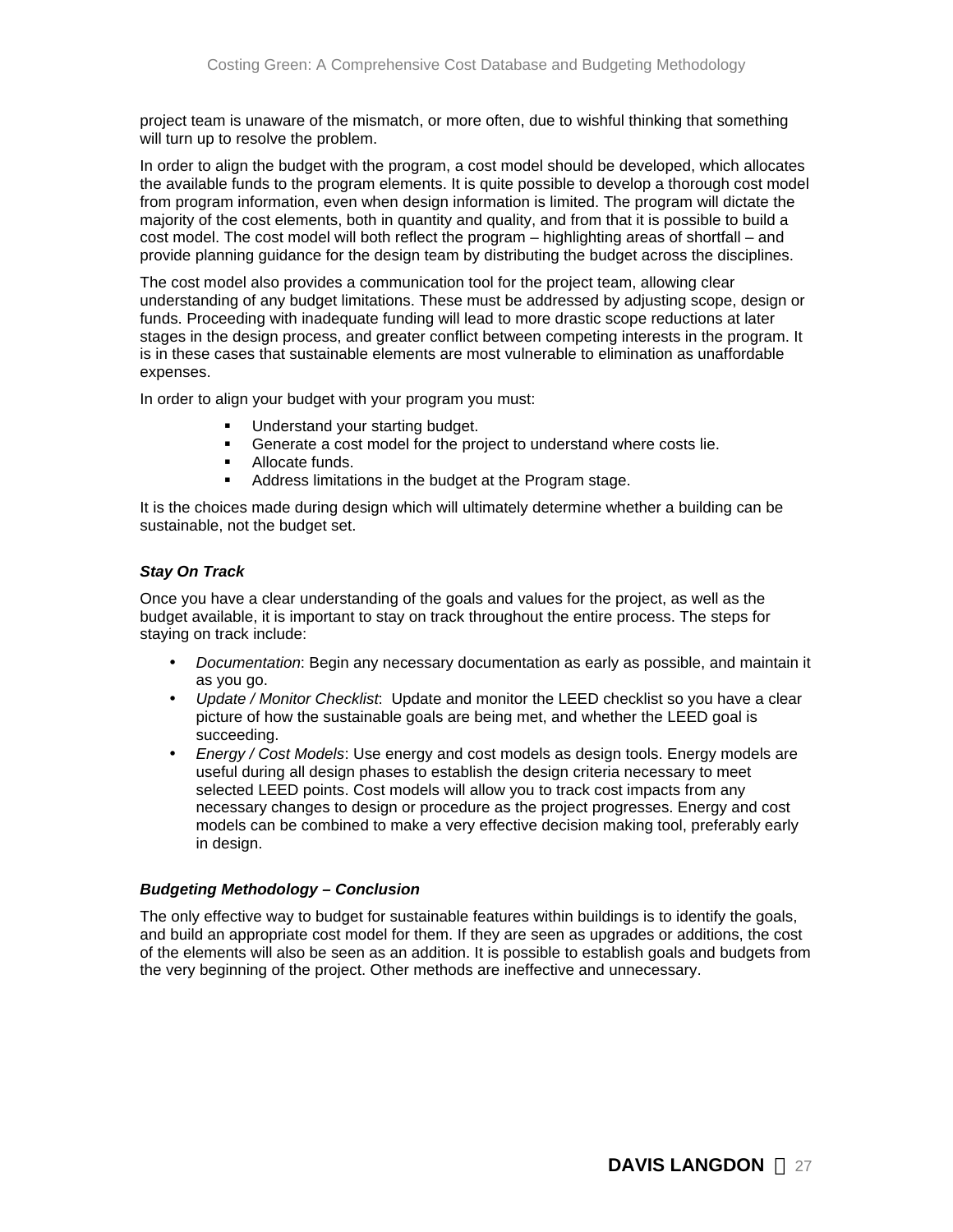project team is unaware of the mismatch, or more often, due to wishful thinking that something will turn up to resolve the problem.

In order to align the budget with the program, a cost model should be developed, which allocates the available funds to the program elements. It is quite possible to develop a thorough cost model from program information, even when design information is limited. The program will dictate the majority of the cost elements, both in quantity and quality, and from that it is possible to build a cost model. The cost model will both reflect the program – highlighting areas of shortfall – and provide planning guidance for the design team by distributing the budget across the disciplines.

The cost model also provides a communication tool for the project team, allowing clear understanding of any budget limitations. These must be addressed by adjusting scope, design or funds. Proceeding with inadequate funding will lead to more drastic scope reductions at later stages in the design process, and greater conflict between competing interests in the program. It is in these cases that sustainable elements are most vulnerable to elimination as unaffordable expenses.

In order to align your budget with your program you must:

- Understand your starting budget.
- Generate a cost model for the project to understand where costs lie.
- Allocate funds.
- Address limitations in the budget at the Program stage.

It is the choices made during design which will ultimately determine whether a building can be sustainable, not the budget set.

### *Stay On Track*

Once you have a clear understanding of the goals and values for the project, as well as the budget available, it is important to stay on track throughout the entire process. The steps for staying on track include:

- *Documentation*: Begin any necessary documentation as early as possible, and maintain it as you go.
- *Update / Monitor Checklist*: Update and monitor the LEED checklist so you have a clear picture of how the sustainable goals are being met, and whether the LEED goal is succeeding.
- *Energy / Cost Models*: Use energy and cost models as design tools. Energy models are useful during all design phases to establish the design criteria necessary to meet selected LEED points. Cost models will allow you to track cost impacts from any necessary changes to design or procedure as the project progresses. Energy and cost models can be combined to make a very effective decision making tool, preferably early in design.

### *Budgeting Methodology – Conclusion*

The only effective way to budget for sustainable features within buildings is to identify the goals, and build an appropriate cost model for them. If they are seen as upgrades or additions, the cost of the elements will also be seen as an addition. It is possible to establish goals and budgets from the very beginning of the project. Other methods are ineffective and unnecessary.